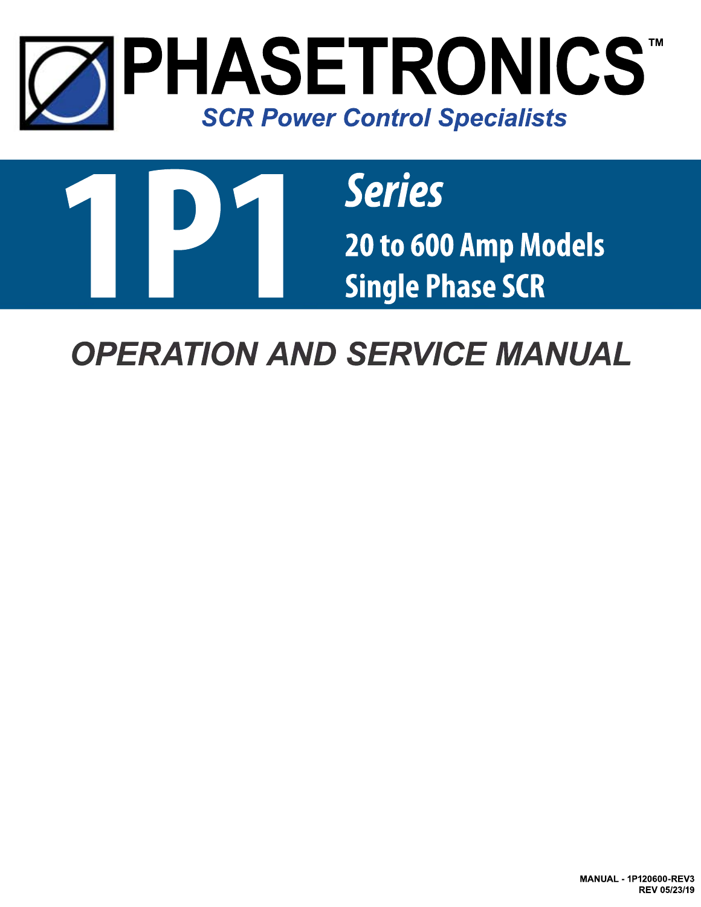# PHASETRONICS™

*SCR Power Control Specialists*

# 1P1 *Series*

**20 to 600 Amp Models**

**Single Phase SCR**

## *OPERATION AND SERVICE MANUAL*

**MANUAL - 1P120600-REV3**
**REV 05/23/19**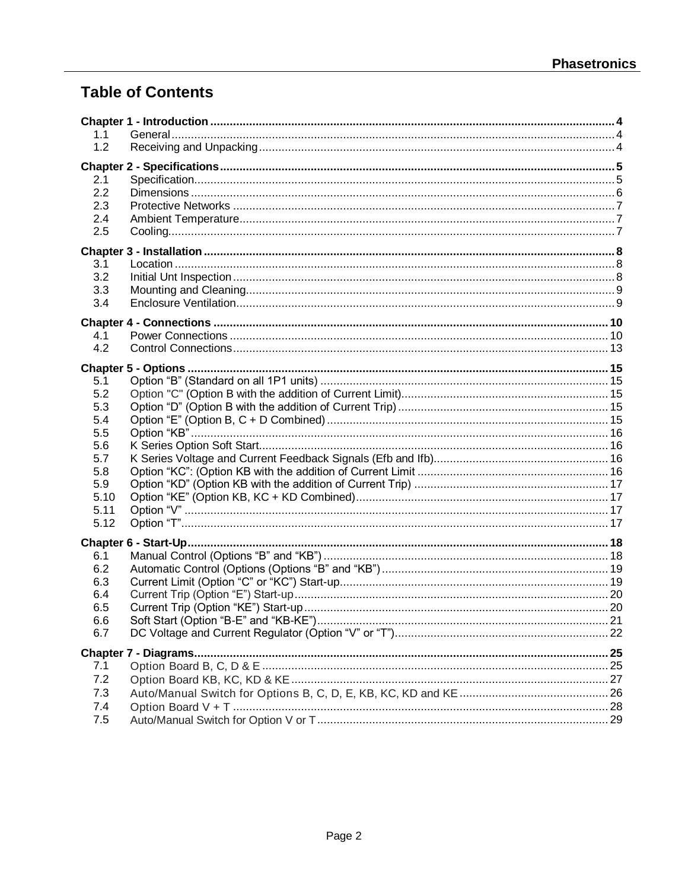# Table of Contents

**Chapter 1 - Introduction** ........ 4
- 1.1 General ........ 4
- 1.2 Receiving and Unpacking ........ 4

**Chapter 2 - Specifications** ........ 5
- 2.1 Specification ........ 5
- 2.2 Dimensions ........ 6
- 2.3 Protective Networks ........ 7
- 2.4 Ambient Temperature ........ 7
- 2.5 Cooling ........ 7

**Chapter 3 - Installation** ........ 8
- 3.1 Location ........ 8
- 3.2 Initial Unt Inspection ........ 8
- 3.3 Mounting and Cleaning ........ 9
- 3.4 Enclosure Ventilation ........ 9

**Chapter 4 - Connections** ........ 10
- 4.1 Power Connections ........ 10
- 4.2 Control Connections ........ 13

**Chapter 5 - Options** ........ 15
- 5.1 Option "B" (Standard on all 1P1 units) ........ 15
- 5.2 Option "C" (Option B with the addition of Current Limit) ........ 15
- 5.3 Option "D" (Option B with the addition of Current Trip) ........ 15
- 5.4 Option "E" (Option B, C + D Combined) ........ 15
- 5.5 Option "KB" ........ 16
- 5.6 K Series Option Soft Start ........ 16
- 5.7 K Series Voltage and Current Feedback Signals (Efb and Ifb) ........ 16
- 5.8 Option "KC": (Option KB with the addition of Current Limit ........ 16
- 5.9 Option "KD" (Option KB with the addition of Current Trip) ........ 17
- 5.10 Option "KE" (Option KB, KC + KD Combined) ........ 17
- 5.11 Option "V" ........ 17
- 5.12 Option "T" ........ 17

**Chapter 6 - Start-Up** ........ 18
- 6.1 Manual Control (Options "B" and "KB") ........ 18
- 6.2 Automatic Control (Options (Options "B" and "KB") ........ 19
- 6.3 Current Limit (Option "C" or "KC") Start-up ........ 19
- 6.4 Current Trip (Option "E") Start-up ........ 20
- 6.5 Current Trip (Option "KE") Start-up ........ 20
- 6.6 Soft Start (Option "B-E" and "KB-KE") ........ 21
- 6.7 DC Voltage and Current Regulator (Option "V" or "T") ........ 22

**Chapter 7 - Diagrams** ........ 25
- 7.1 Option Board B, C, D & E ........ 25
- 7.2 Option Board KB, KC, KD & KE ........ 27
- 7.3 Auto/Manual Switch for Options B, C, D, E, KB, KC, KD and KE ........ 26
- 7.4 Option Board V + T ........ 28
- 7.5 Auto/Manual Switch for Option V or T ........ 29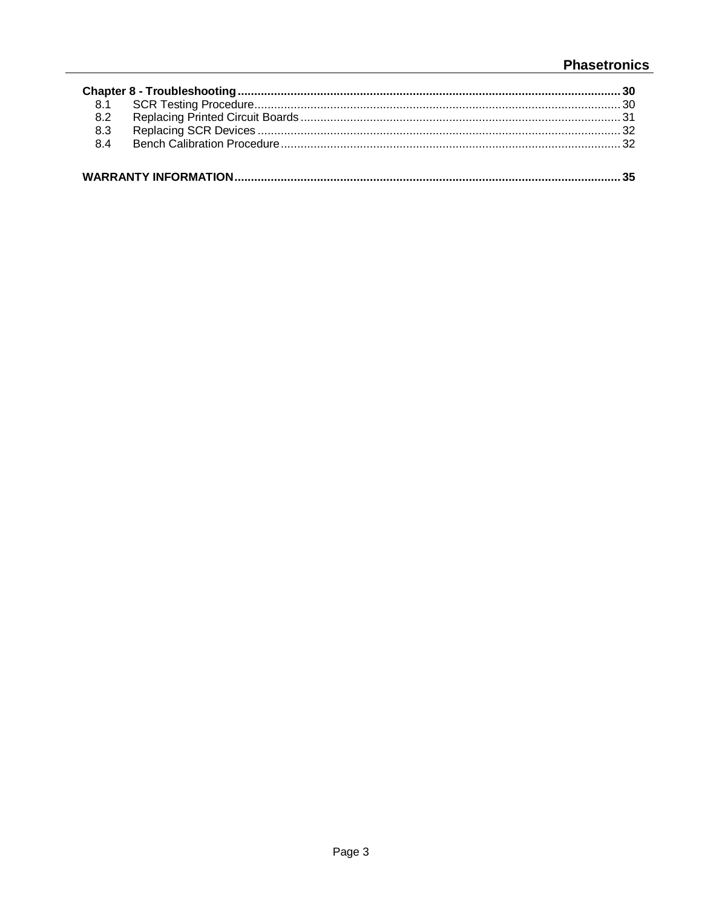**Chapter 8 - Troubleshooting** .......... **30**

- 8.1 SCR Testing Procedure .......... 30
- 8.2 Replacing Printed Circuit Boards .......... 31
- 8.3 Replacing SCR Devices .......... 32
- 8.4 Bench Calibration Procedure .......... 32

**WARRANTY INFORMATION** .......... **35**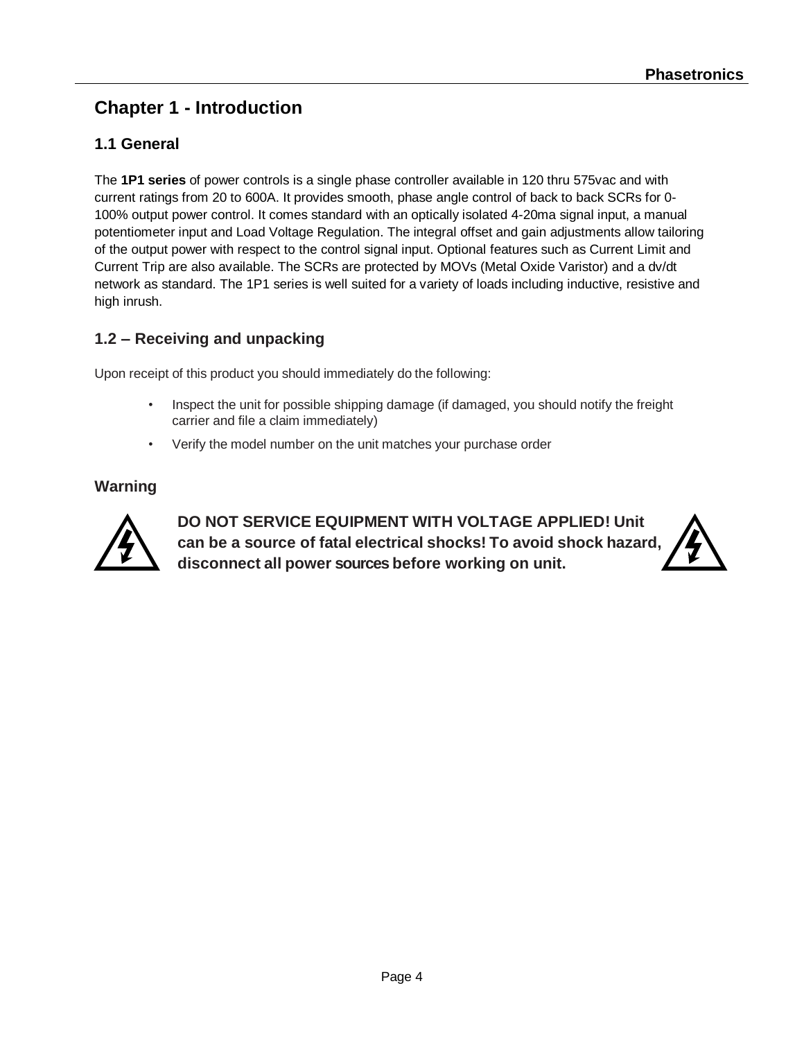# Chapter 1 - Introduction

## 1.1 General

The **1P1 series** of power controls is a single phase controller available in 120 thru 575vac and with current ratings from 20 to 600A. It provides smooth, phase angle control of back to back SCRs for 0-100% output power control. It comes standard with an optically isolated 4-20ma signal input, a manual potentiometer input and Load Voltage Regulation. The integral offset and gain adjustments allow tailoring of the output power with respect to the control signal input. Optional features such as Current Limit and Current Trip are also available. The SCRs are protected by MOVs (Metal Oxide Varistor) and a dv/dt network as standard. The 1P1 series is well suited for a variety of loads including inductive, resistive and high inrush.

## 1.2 – Receiving and unpacking

Upon receipt of this product you should immediately do the following:

- Inspect the unit for possible shipping damage (if damaged, you should notify the freight carrier and file a claim immediately)
- Verify the model number on the unit matches your purchase order

### Warning

**DO NOT SERVICE EQUIPMENT WITH VOLTAGE APPLIED! Unit can be a source of fatal electrical shocks! To avoid shock hazard, disconnect all power sources before working on unit.**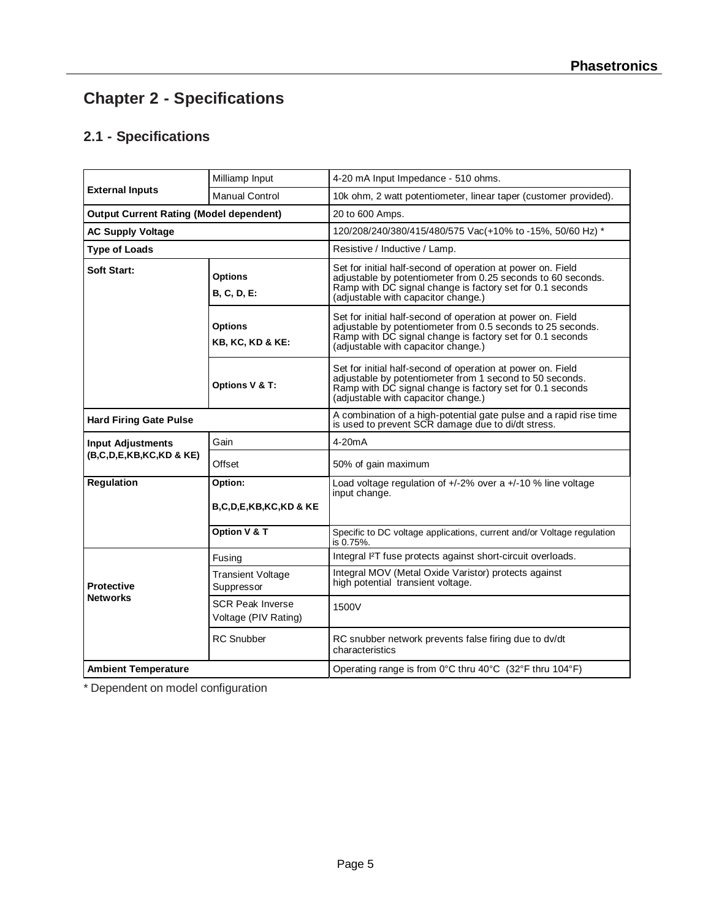# Chapter 2 - Specifications

## 2.1 - Specifications

| | | |
|---|---|---|
| **External Inputs** | Milliamp Input | 4-20 mA Input Impedance - 510 ohms. |
| | Manual Control | 10k ohm, 2 watt potentiometer, linear taper (customer provided). |
| **Output Current Rating (Model dependent)** | | 20 to 600 Amps. |
| **AC Supply Voltage** | | 120/208/240/380/415/480/575 Vac(+10% to -15%, 50/60 Hz) * |
| **Type of Loads** | | Resistive / Inductive / Lamp. |
| **Soft Start:** | **Options B, C, D, E:** | Set for initial half-second of operation at power on. Field adjustable by potentiometer from 0.25 seconds to 60 seconds. Ramp with DC signal change is factory set for 0.1 seconds (adjustable with capacitor change.) |
| | **Options KB, KC, KD & KE:** | Set for initial half-second of operation at power on. Field adjustable by potentiometer from 0.5 seconds to 25 seconds. Ramp with DC signal change is factory set for 0.1 seconds (adjustable with capacitor change.) |
| | **Options V & T:** | Set for initial half-second of operation at power on. Field adjustable by potentiometer from 1 second to 50 seconds. Ramp with DC signal change is factory set for 0.1 seconds (adjustable with capacitor change.) |
| **Hard Firing Gate Pulse** | | A combination of a high-potential gate pulse and a rapid rise time is used to prevent SCR damage due to di/dt stress. |
| **Input Adjustments (B,C,D,E,KB,KC,KD & KE)** | Gain | 4-20mA |
| | Offset | 50% of gain maximum |
| **Regulation** | **Option: B,C,D,E,KB,KC,KD & KE** | Load voltage regulation of +/-2% over a +/-10 % line voltage input change. |
| | **Option V & T** | Specific to DC voltage applications, current and/or Voltage regulation is 0.75%. |
| **Protective Networks** | Fusing | Integral $I^2T$ fuse protects against short-circuit overloads. |
| | Transient Voltage Suppressor | Integral MOV (Metal Oxide Varistor) protects against high potential transient voltage. |
| | SCR Peak Inverse Voltage (PIV Rating) | 1500V |
| | RC Snubber | RC snubber network prevents false firing due to dv/dt characteristics |
| **Ambient Temperature** | | Operating range is from 0°C thru 40°C (32°F thru 104°F) |

* Dependent on model configuration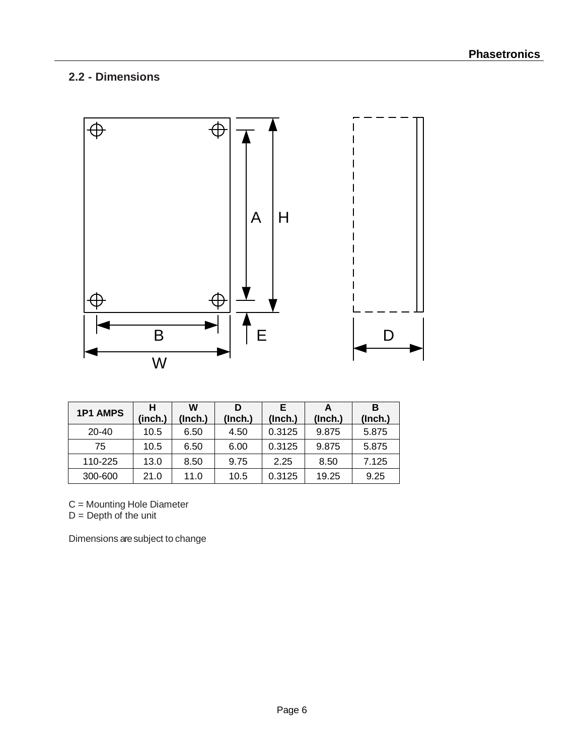## 2.2 - Dimensions

| 1P1 AMPS | H (inch.) | W (Inch.) | D (Inch.) | E (Inch.) | A (Inch.) | B (Inch.) |
|---|---|---|---|---|---|---|
| 20-40 | 10.5 | 6.50 | 4.50 | 0.3125 | 9.875 | 5.875 |
| 75 | 10.5 | 6.50 | 6.00 | 0.3125 | 9.875 | 5.875 |
| 110-225 | 13.0 | 8.50 | 9.75 | 2.25 | 8.50 | 7.125 |
| 300-600 | 21.0 | 11.0 | 10.5 | 0.3125 | 19.25 | 9.25 |

C = Mounting Hole Diameter
D = Depth of the unit

Dimensions are subject to change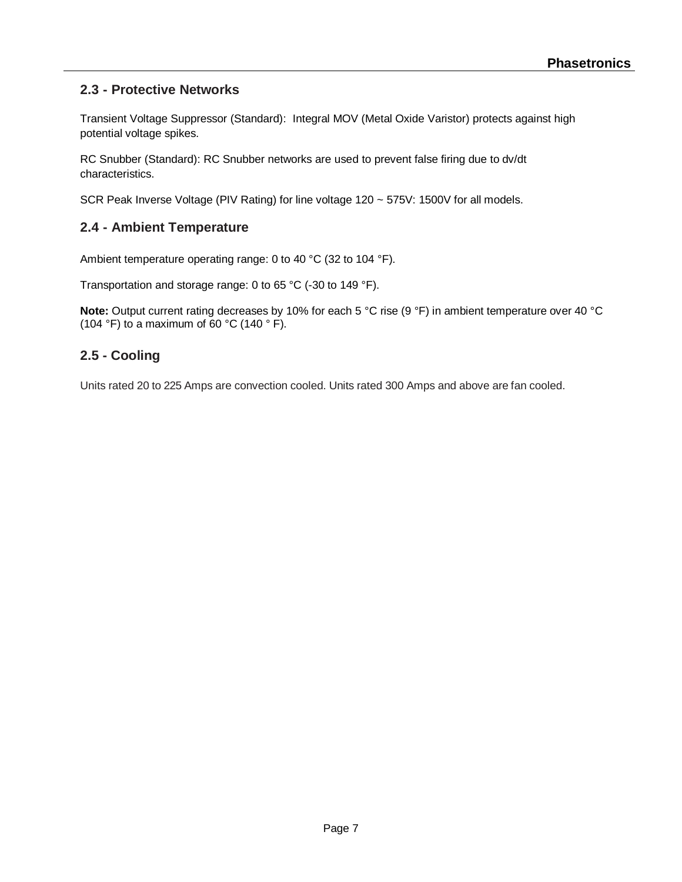## 2.3 - Protective Networks

Transient Voltage Suppressor (Standard): Integral MOV (Metal Oxide Varistor) protects against high potential voltage spikes.

RC Snubber (Standard): RC Snubber networks are used to prevent false firing due to dv/dt characteristics.

SCR Peak Inverse Voltage (PIV Rating) for line voltage 120 ~ 575V: 1500V for all models.

## 2.4 - Ambient Temperature

Ambient temperature operating range: 0 to 40 °C (32 to 104 °F).

Transportation and storage range: 0 to 65 °C (-30 to 149 °F).

**Note:** Output current rating decreases by 10% for each 5 °C rise (9 °F) in ambient temperature over 40 °C (104 °F) to a maximum of 60 °C (140 ° F).

## 2.5 - Cooling

Units rated 20 to 225 Amps are convection cooled. Units rated 300 Amps and above are fan cooled.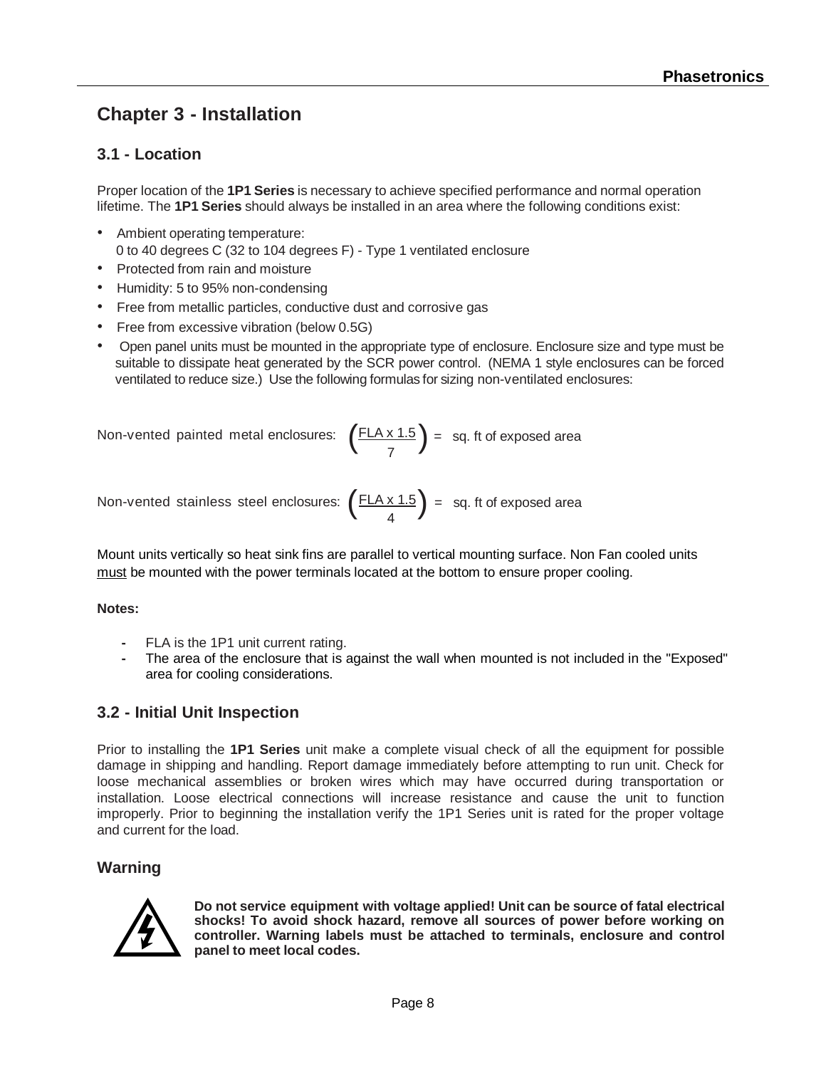# Chapter 3 - Installation

## 3.1 - Location

Proper location of the **1P1 Series** is necessary to achieve specified performance and normal operation lifetime. The **1P1 Series** should always be installed in an area where the following conditions exist:

- Ambient operating temperature:
  0 to 40 degrees C (32 to 104 degrees F) - Type 1 ventilated enclosure
- Protected from rain and moisture
- Humidity: 5 to 95% non-condensing
- Free from metallic particles, conductive dust and corrosive gas
- Free from excessive vibration (below 0.5G)
- Open panel units must be mounted in the appropriate type of enclosure. Enclosure size and type must be suitable to dissipate heat generated by the SCR power control. (NEMA 1 style enclosures can be forced ventilated to reduce size.) Use the following formulas for sizing non-ventilated enclosures:

Non-vented painted metal enclosures: $\left(\frac{\text{FLA} \times 1.5}{7}\right) =$ sq. ft of exposed area

Non-vented stainless steel enclosures: $\left(\frac{\text{FLA} \times 1.5}{4}\right) =$ sq. ft of exposed area

Mount units vertically so heat sink fins are parallel to vertical mounting surface. Non Fan cooled units <u>must</u> be mounted with the power terminals located at the bottom to ensure proper cooling.

**Notes:**

- FLA is the 1P1 unit current rating.
- The area of the enclosure that is against the wall when mounted is not included in the "Exposed" area for cooling considerations.

## 3.2 - Initial Unit Inspection

Prior to installing the **1P1 Series** unit make a complete visual check of all the equipment for possible damage in shipping and handling. Report damage immediately before attempting to run unit. Check for loose mechanical assemblies or broken wires which may have occurred during transportation or installation. Loose electrical connections will increase resistance and cause the unit to function improperly. Prior to beginning the installation verify the 1P1 Series unit is rated for the proper voltage and current for the load.

## Warning

**Do not service equipment with voltage applied! Unit can be source of fatal electrical shocks! To avoid shock hazard, remove all sources of power before working on controller. Warning labels must be attached to terminals, enclosure and control panel to meet local codes.**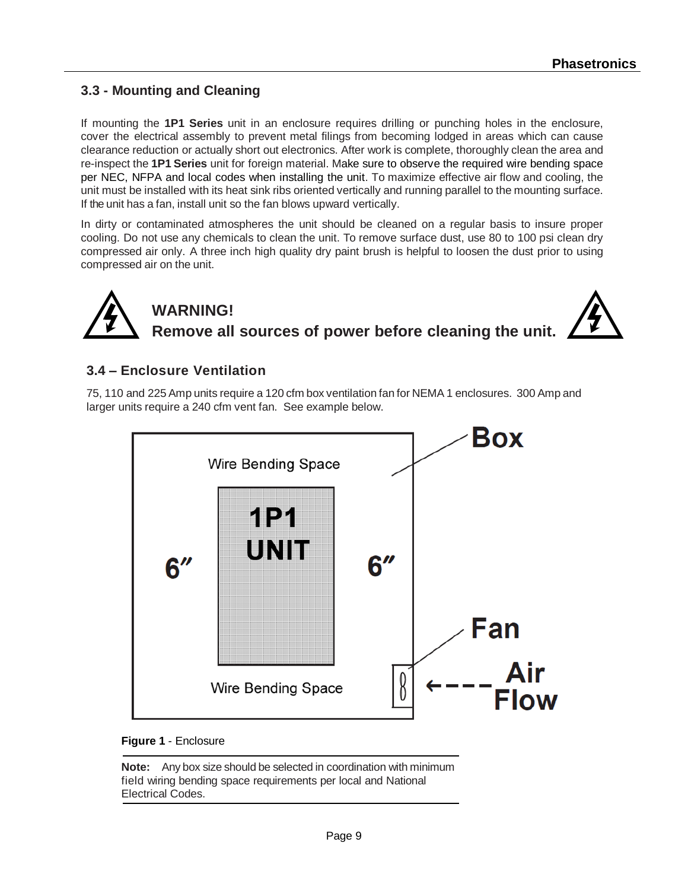## 3.3 - Mounting and Cleaning

If mounting the **1P1 Series** unit in an enclosure requires drilling or punching holes in the enclosure, cover the electrical assembly to prevent metal filings from becoming lodged in areas which can cause clearance reduction or actually short out electronics. After work is complete, thoroughly clean the area and re-inspect the **1P1 Series** unit for foreign material. Make sure to observe the required wire bending space per NEC, NFPA and local codes when installing the unit. To maximize effective air flow and cooling, the unit must be installed with its heat sink ribs oriented vertically and running parallel to the mounting surface. If the unit has a fan, install unit so the fan blows upward vertically.

In dirty or contaminated atmospheres the unit should be cleaned on a regular basis to insure proper cooling. Do not use any chemicals to clean the unit. To remove surface dust, use 80 to 100 psi clean dry compressed air only. A three inch high quality dry paint brush is helpful to loosen the dust prior to using compressed air on the unit.

**WARNING!**
**Remove all sources of power before cleaning the unit.**

## 3.4 – Enclosure Ventilation

75, 110 and 225 Amp units require a 120 cfm box ventilation fan for NEMA 1 enclosures. 300 Amp and larger units require a 240 cfm vent fan. See example below.

Box

Wire Bending Space

1P1 UNIT

6″ 6″

Fan

Air Flow

Wire Bending Space

**Figure 1** - Enclosure

**Note:** Any box size should be selected in coordination with minimum field wiring bending space requirements per local and National Electrical Codes.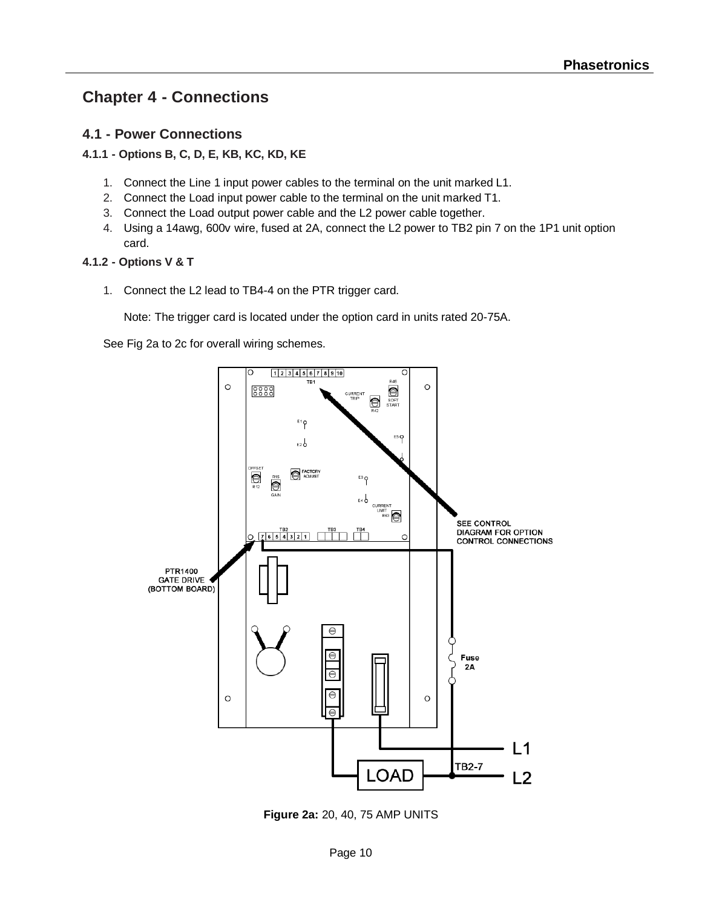# Chapter 4 - Connections

## 4.1 - Power Connections

### 4.1.1 - Options B, C, D, E, KB, KC, KD, KE

1. Connect the Line 1 input power cables to the terminal on the unit marked L1.
2. Connect the Load input power cable to the terminal on the unit marked T1.
3. Connect the Load output power cable and the L2 power cable together.
4. Using a 14awg, 600v wire, fused at 2A, connect the L2 power to TB2 pin 7 on the 1P1 unit option card.

### 4.1.2 - Options V & T

1. Connect the L2 lead to TB4-4 on the PTR trigger card.

   Note: The trigger card is located under the option card in units rated 20-75A.

See Fig 2a to 2c for overall wiring schemes.

**Figure 2a:** 20, 40, 75 AMP UNITS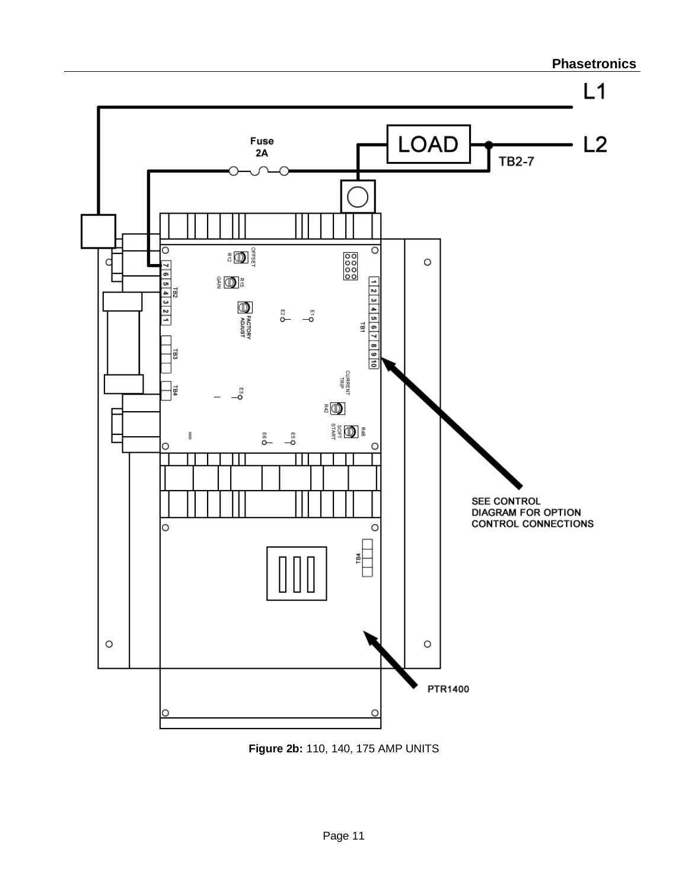L1

Fuse
2A

LOAD

L2

TB2-7

SEE CONTROL
DIAGRAM FOR OPTION
CONTROL CONNECTIONS

PTR1400

**Figure 2b:** 110, 140, 175 AMP UNITS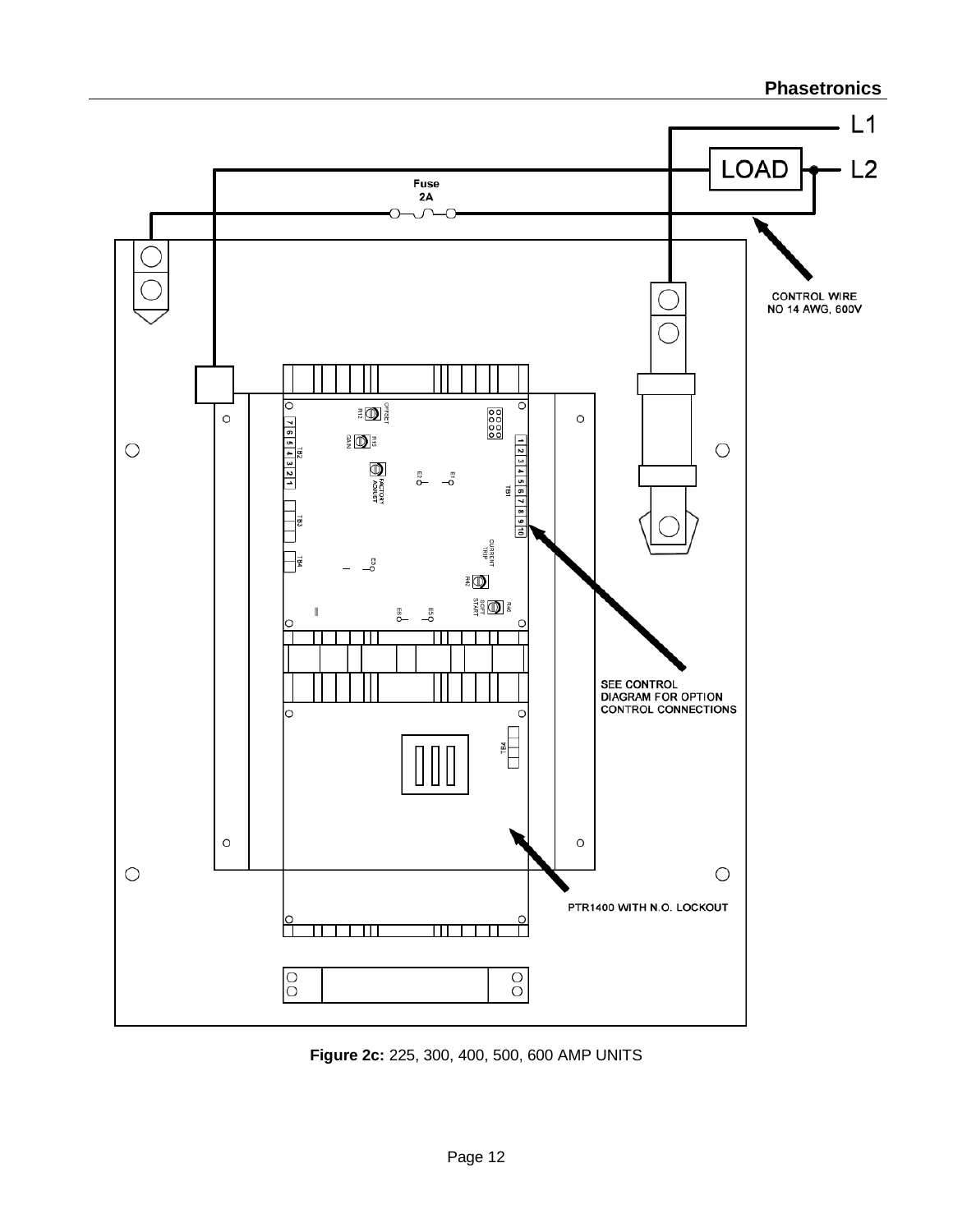L1

LOAD

L2

Fuse
2A

CONTROL WIRE
NO 14 AWG, 600V

SEE CONTROL
DIAGRAM FOR OPTION
CONTROL CONNECTIONS

PTR1400 WITH N.O. LOCKOUT

**Figure 2c:** 225, 300, 400, 500, 600 AMP UNITS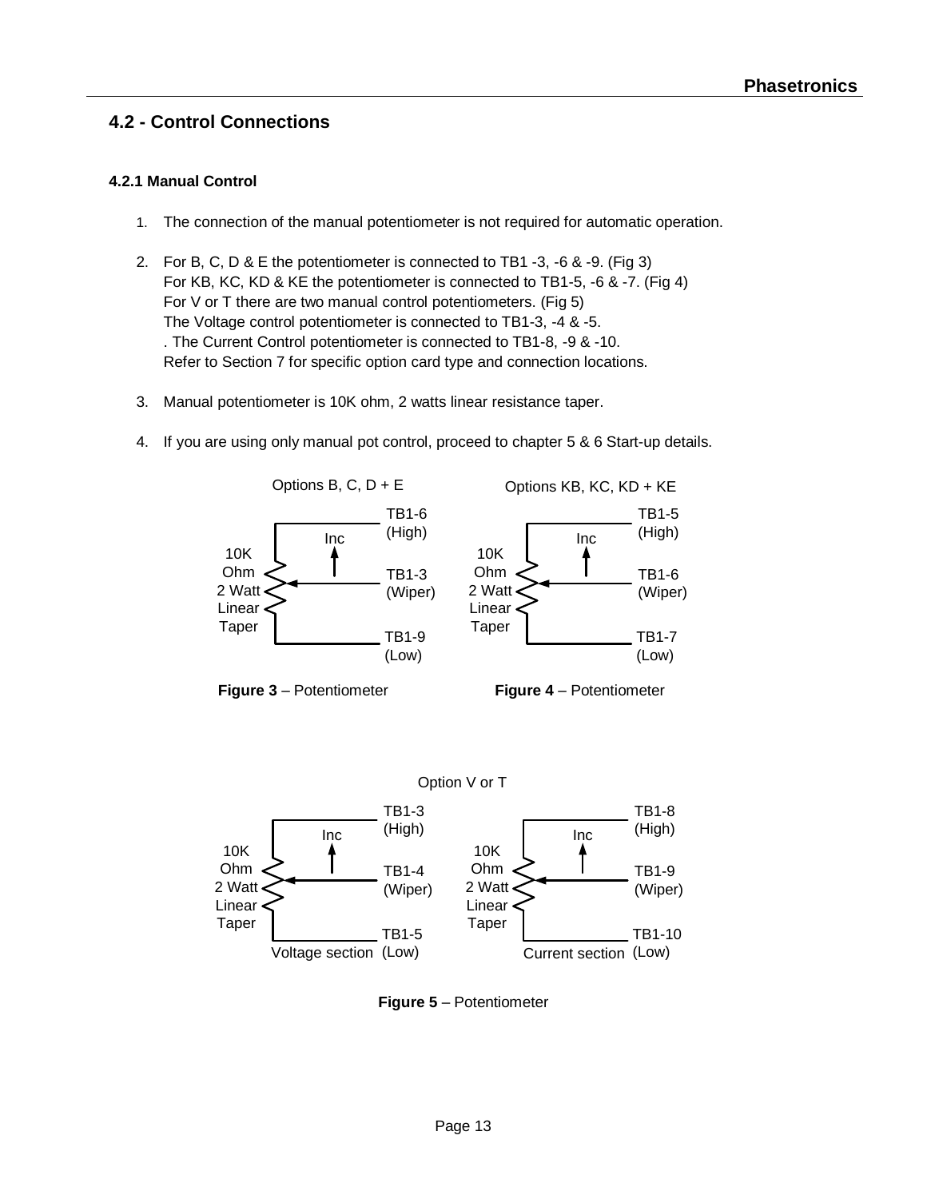## 4.2 - Control Connections

### 4.2.1 Manual Control

1. The connection of the manual potentiometer is not required for automatic operation.
2. For B, C, D & E the potentiometer is connected to TB1 -3, -6 & -9. (Fig 3)
   For KB, KC, KD & KE the potentiometer is connected to TB1-5, -6 & -7. (Fig 4)
   For V or T there are two manual control potentiometers. (Fig 5)
   The Voltage control potentiometer is connected to TB1-3, -4 & -5.
   . The Current Control potentiometer is connected to TB1-8, -9 & -10.
   Refer to Section 7 for specific option card type and connection locations.
3. Manual potentiometer is 10K ohm, 2 watts linear resistance taper.
4. If you are using only manual pot control, proceed to chapter 5 & 6 Start-up details.

Options B, C, D + E

10K Ohm 2 Watt Linear Taper — Inc

TB1-6 (High)
TB1-3 (Wiper)
TB1-9 (Low)

**Figure 3** – Potentiometer

Options KB, KC, KD + KE

10K Ohm 2 Watt Linear Taper — Inc

TB1-5 (High)
TB1-6 (Wiper)
TB1-7 (Low)

**Figure 4** – Potentiometer

Option V or T

Voltage section: 10K Ohm 2 Watt Linear Taper — Inc

TB1-3 (High)
TB1-4 (Wiper)
TB1-5 (Low)

Current section: 10K Ohm 2 Watt Linear Taper — Inc

TB1-8 (High)
TB1-9 (Wiper)
TB1-10 (Low)

**Figure 5** – Potentiometer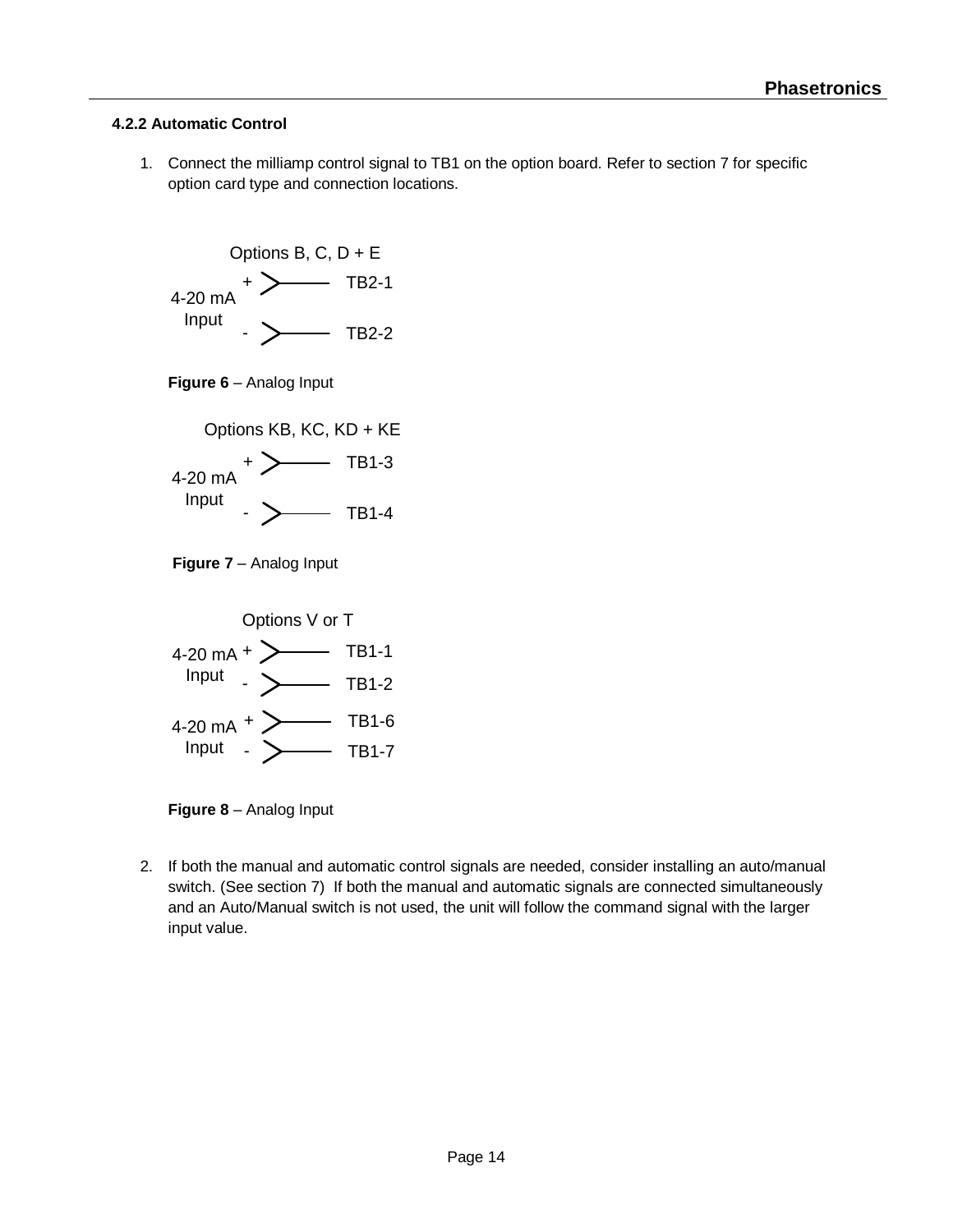#### 4.2.2 Automatic Control

1. Connect the milliamp control signal to TB1 on the option board. Refer to section 7 for specific option card type and connection locations.

Options B, C, D + E

| 4-20 mA Input | | |
|---|---|---|
| | + | TB2-1 |
| | - | TB2-2 |

**Figure 6** – Analog Input

Options KB, KC, KD + KE

| 4-20 mA Input | | |
|---|---|---|
| | + | TB1-3 |
| | - | TB1-4 |

**Figure 7** – Analog Input

Options V or T

| 4-20 mA Input | | |
|---|---|---|
| | + | TB1-1 |
| | - | TB1-2 |

| 4-20 mA Input | | |
|---|---|---|
| | + | TB1-6 |
| | - | TB1-7 |

**Figure 8** – Analog Input

2. If both the manual and automatic control signals are needed, consider installing an auto/manual switch. (See section 7) If both the manual and automatic signals are connected simultaneously and an Auto/Manual switch is not used, the unit will follow the command signal with the larger input value.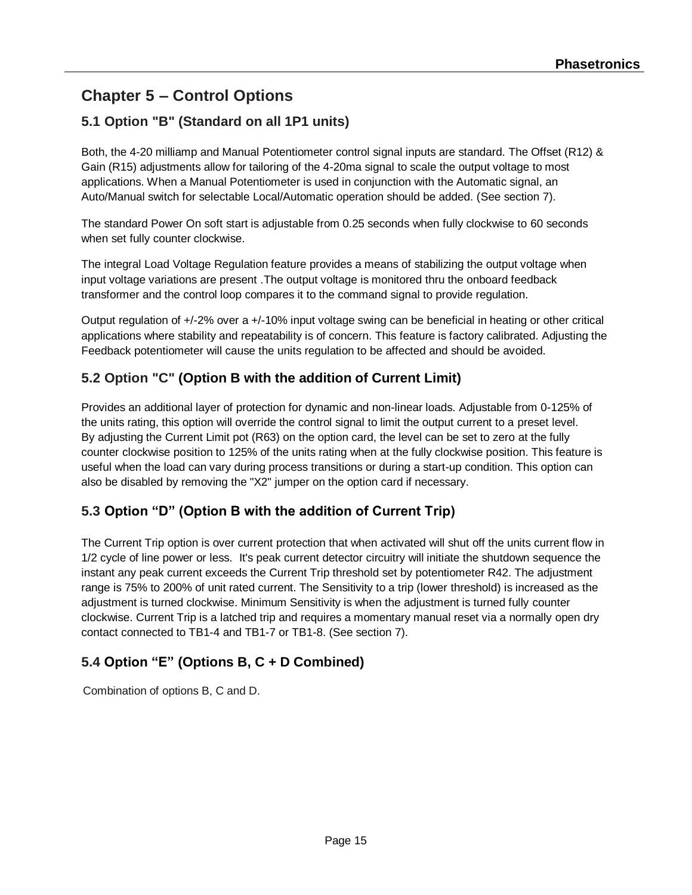# Chapter 5 – Control Options

## 5.1 Option "B" (Standard on all 1P1 units)

Both, the 4-20 milliamp and Manual Potentiometer control signal inputs are standard. The Offset (R12) & Gain (R15) adjustments allow for tailoring of the 4-20ma signal to scale the output voltage to most applications. When a Manual Potentiometer is used in conjunction with the Automatic signal, an Auto/Manual switch for selectable Local/Automatic operation should be added. (See section 7).

The standard Power On soft start is adjustable from 0.25 seconds when fully clockwise to 60 seconds when set fully counter clockwise.

The integral Load Voltage Regulation feature provides a means of stabilizing the output voltage when input voltage variations are present .The output voltage is monitored thru the onboard feedback transformer and the control loop compares it to the command signal to provide regulation.

Output regulation of +/-2% over a +/-10% input voltage swing can be beneficial in heating or other critical applications where stability and repeatability is of concern. This feature is factory calibrated. Adjusting the Feedback potentiometer will cause the units regulation to be affected and should be avoided.

## 5.2 Option "C" (Option B with the addition of Current Limit)

Provides an additional layer of protection for dynamic and non-linear loads. Adjustable from 0-125% of the units rating, this option will override the control signal to limit the output current to a preset level. By adjusting the Current Limit pot (R63) on the option card, the level can be set to zero at the fully counter clockwise position to 125% of the units rating when at the fully clockwise position. This feature is useful when the load can vary during process transitions or during a start-up condition. This option can also be disabled by removing the "X2" jumper on the option card if necessary.

## 5.3 Option “D” (Option B with the addition of Current Trip)

The Current Trip option is over current protection that when activated will shut off the units current flow in 1/2 cycle of line power or less. It's peak current detector circuitry will initiate the shutdown sequence the instant any peak current exceeds the Current Trip threshold set by potentiometer R42. The adjustment range is 75% to 200% of unit rated current. The Sensitivity to a trip (lower threshold) is increased as the adjustment is turned clockwise. Minimum Sensitivity is when the adjustment is turned fully counter clockwise. Current Trip is a latched trip and requires a momentary manual reset via a normally open dry contact connected to TB1-4 and TB1-7 or TB1-8. (See section 7).

## 5.4 Option “E” (Options B, C + D Combined)

Combination of options B, C and D.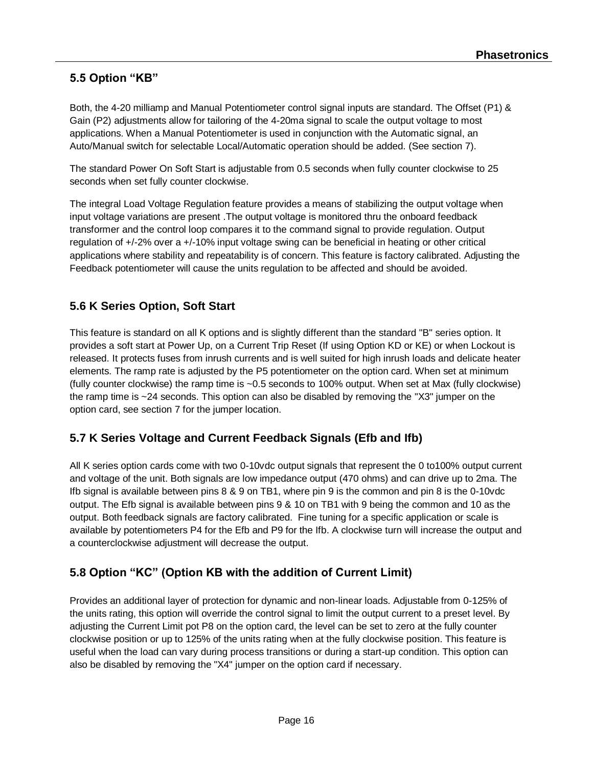## 5.5 Option "KB"

Both, the 4-20 milliamp and Manual Potentiometer control signal inputs are standard. The Offset (P1) & Gain (P2) adjustments allow for tailoring of the 4-20ma signal to scale the output voltage to most applications. When a Manual Potentiometer is used in conjunction with the Automatic signal, an Auto/Manual switch for selectable Local/Automatic operation should be added. (See section 7).

The standard Power On Soft Start is adjustable from 0.5 seconds when fully counter clockwise to 25 seconds when set fully counter clockwise.

The integral Load Voltage Regulation feature provides a means of stabilizing the output voltage when input voltage variations are present .The output voltage is monitored thru the onboard feedback transformer and the control loop compares it to the command signal to provide regulation. Output regulation of +/-2% over a +/-10% input voltage swing can be beneficial in heating or other critical applications where stability and repeatability is of concern. This feature is factory calibrated. Adjusting the Feedback potentiometer will cause the units regulation to be affected and should be avoided.

## 5.6 K Series Option, Soft Start

This feature is standard on all K options and is slightly different than the standard "B" series option. It provides a soft start at Power Up, on a Current Trip Reset (If using Option KD or KE) or when Lockout is released. It protects fuses from inrush currents and is well suited for high inrush loads and delicate heater elements. The ramp rate is adjusted by the P5 potentiometer on the option card. When set at minimum (fully counter clockwise) the ramp time is ~0.5 seconds to 100% output. When set at Max (fully clockwise) the ramp time is ~24 seconds. This option can also be disabled by removing the "X3" jumper on the option card, see section 7 for the jumper location.

## 5.7 K Series Voltage and Current Feedback Signals (Efb and Ifb)

All K series option cards come with two 0-10vdc output signals that represent the 0 to100% output current and voltage of the unit. Both signals are low impedance output (470 ohms) and can drive up to 2ma. The Ifb signal is available between pins 8 & 9 on TB1, where pin 9 is the common and pin 8 is the 0-10vdc output. The Efb signal is available between pins 9 & 10 on TB1 with 9 being the common and 10 as the output. Both feedback signals are factory calibrated. Fine tuning for a specific application or scale is available by potentiometers P4 for the Efb and P9 for the Ifb. A clockwise turn will increase the output and a counterclockwise adjustment will decrease the output.

## 5.8 Option "KC" (Option KB with the addition of Current Limit)

Provides an additional layer of protection for dynamic and non-linear loads. Adjustable from 0-125% of the units rating, this option will override the control signal to limit the output current to a preset level. By adjusting the Current Limit pot P8 on the option card, the level can be set to zero at the fully counter clockwise position or up to 125% of the units rating when at the fully clockwise position. This feature is useful when the load can vary during process transitions or during a start-up condition. This option can also be disabled by removing the "X4" jumper on the option card if necessary.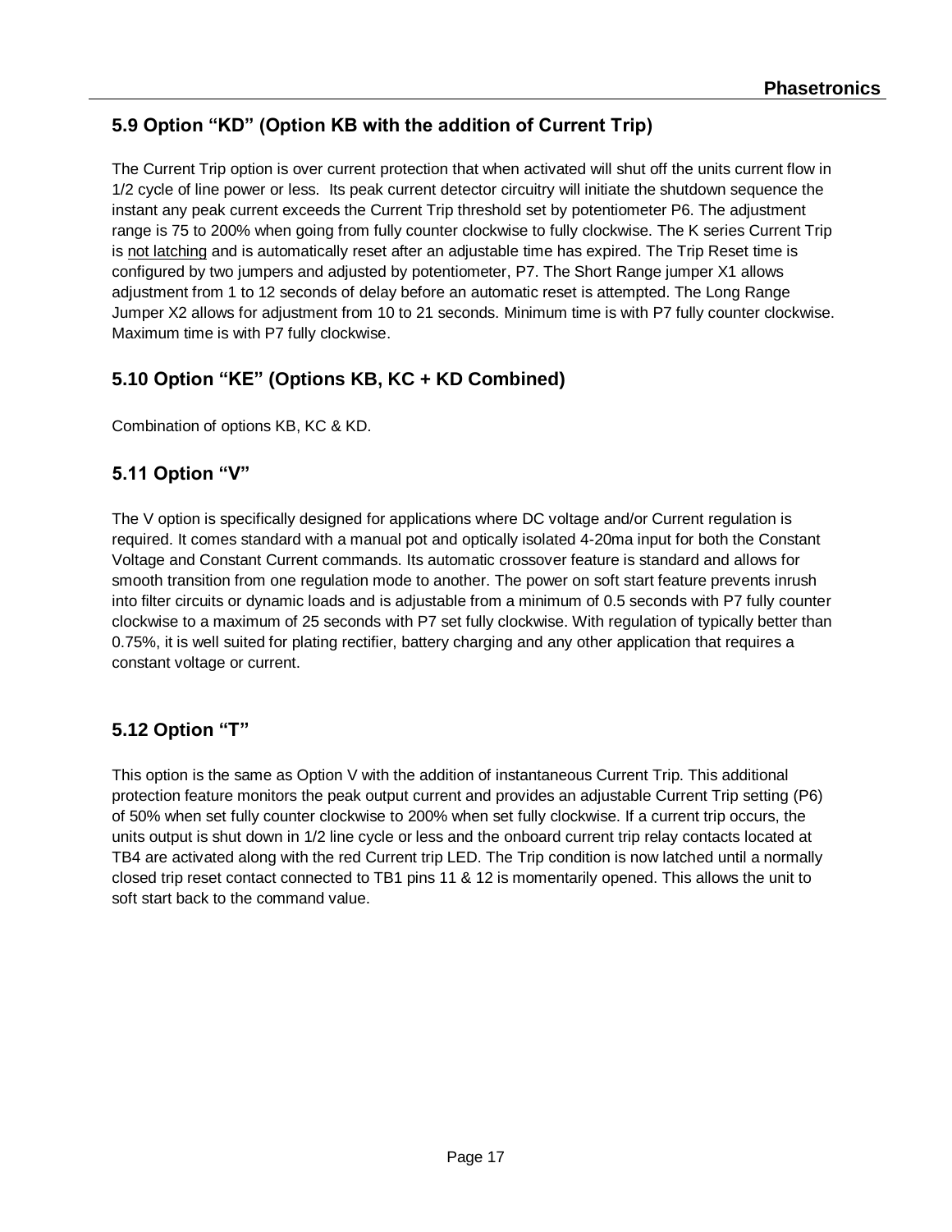## 5.9 Option "KD" (Option KB with the addition of Current Trip)

The Current Trip option is over current protection that when activated will shut off the units current flow in 1/2 cycle of line power or less.  Its peak current detector circuitry will initiate the shutdown sequence the instant any peak current exceeds the Current Trip threshold set by potentiometer P6. The adjustment range is 75 to 200% when going from fully counter clockwise to fully clockwise. The K series Current Trip is <u>not latching</u> and is automatically reset after an adjustable time has expired. The Trip Reset time is configured by two jumpers and adjusted by potentiometer, P7. The Short Range jumper X1 allows adjustment from 1 to 12 seconds of delay before an automatic reset is attempted. The Long Range Jumper X2 allows for adjustment from 10 to 21 seconds. Minimum time is with P7 fully counter clockwise. Maximum time is with P7 fully clockwise.

## 5.10 Option "KE" (Options KB, KC + KD Combined)

Combination of options KB, KC & KD.

## 5.11 Option "V"

The V option is specifically designed for applications where DC voltage and/or Current regulation is required. It comes standard with a manual pot and optically isolated 4-20ma input for both the Constant Voltage and Constant Current commands. Its automatic crossover feature is standard and allows for smooth transition from one regulation mode to another. The power on soft start feature prevents inrush into filter circuits or dynamic loads and is adjustable from a minimum of 0.5 seconds with P7 fully counter clockwise to a maximum of 25 seconds with P7 set fully clockwise. With regulation of typically better than 0.75%, it is well suited for plating rectifier, battery charging and any other application that requires a constant voltage or current.

## 5.12 Option "T"

This option is the same as Option V with the addition of instantaneous Current Trip. This additional protection feature monitors the peak output current and provides an adjustable Current Trip setting (P6) of 50% when set fully counter clockwise to 200% when set fully clockwise. If a current trip occurs, the units output is shut down in 1/2 line cycle or less and the onboard current trip relay contacts located at TB4 are activated along with the red Current trip LED. The Trip condition is now latched until a normally closed trip reset contact connected to TB1 pins 11 & 12 is momentarily opened. This allows the unit to soft start back to the command value.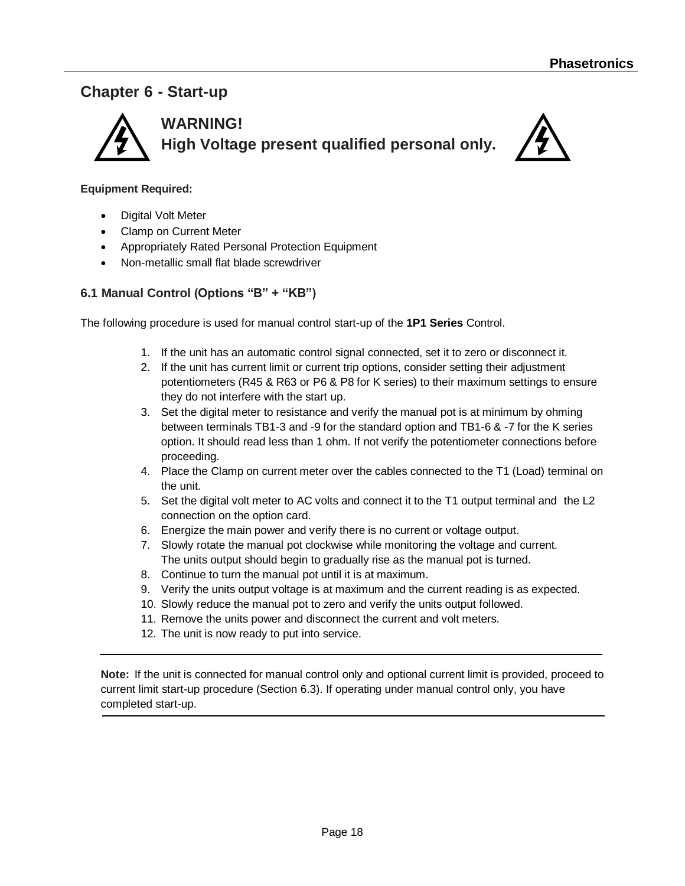## Chapter 6 - Start-up

**WARNING!**
**High Voltage present qualified personal only.**

**Equipment Required:**

- Digital Volt Meter
- Clamp on Current Meter
- Appropriately Rated Personal Protection Equipment
- Non-metallic small flat blade screwdriver

### 6.1 Manual Control (Options "B" + "KB")

The following procedure is used for manual control start-up of the **1P1 Series** Control.

1. If the unit has an automatic control signal connected, set it to zero or disconnect it.
2. If the unit has current limit or current trip options, consider setting their adjustment potentiometers (R45 & R63 or P6 & P8 for K series) to their maximum settings to ensure they do not interfere with the start up.
3. Set the digital meter to resistance and verify the manual pot is at minimum by ohming between terminals TB1-3 and -9 for the standard option and TB1-6 & -7 for the K series option. It should read less than 1 ohm. If not verify the potentiometer connections before proceeding.
4. Place the Clamp on current meter over the cables connected to the T1 (Load) terminal on the unit.
5. Set the digital volt meter to AC volts and connect it to the T1 output terminal and the L2 connection on the option card.
6. Energize the main power and verify there is no current or voltage output.
7. Slowly rotate the manual pot clockwise while monitoring the voltage and current. The units output should begin to gradually rise as the manual pot is turned.
8. Continue to turn the manual pot until it is at maximum.
9. Verify the units output voltage is at maximum and the current reading is as expected.
10. Slowly reduce the manual pot to zero and verify the units output followed.
11. Remove the units power and disconnect the current and volt meters.
12. The unit is now ready to put into service.

---

**Note:** If the unit is connected for manual control only and optional current limit is provided, proceed to current limit start-up procedure (Section 6.3). If operating under manual control only, you have completed start-up.

---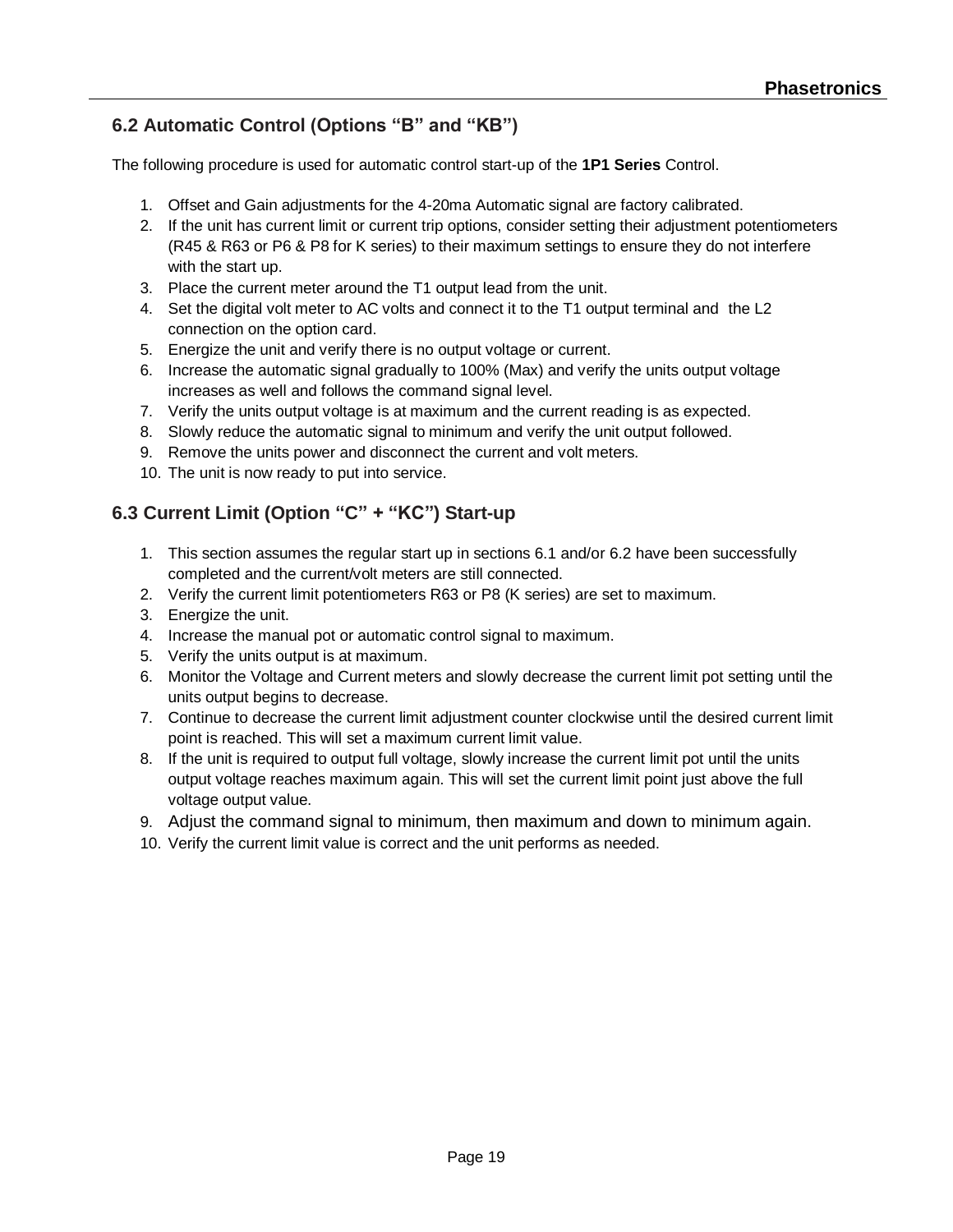## 6.2 Automatic Control (Options "B" and "KB")

The following procedure is used for automatic control start-up of the **1P1 Series** Control.

1. Offset and Gain adjustments for the 4-20ma Automatic signal are factory calibrated.
2. If the unit has current limit or current trip options, consider setting their adjustment potentiometers (R45 & R63 or P6 & P8 for K series) to their maximum settings to ensure they do not interfere with the start up.
3. Place the current meter around the T1 output lead from the unit.
4. Set the digital volt meter to AC volts and connect it to the T1 output terminal and the L2 connection on the option card.
5. Energize the unit and verify there is no output voltage or current.
6. Increase the automatic signal gradually to 100% (Max) and verify the units output voltage increases as well and follows the command signal level.
7. Verify the units output voltage is at maximum and the current reading is as expected.
8. Slowly reduce the automatic signal to minimum and verify the unit output followed.
9. Remove the units power and disconnect the current and volt meters.
10. The unit is now ready to put into service.

## 6.3 Current Limit (Option "C" + "KC") Start-up

1. This section assumes the regular start up in sections 6.1 and/or 6.2 have been successfully completed and the current/volt meters are still connected.
2. Verify the current limit potentiometers R63 or P8 (K series) are set to maximum.
3. Energize the unit.
4. Increase the manual pot or automatic control signal to maximum.
5. Verify the units output is at maximum.
6. Monitor the Voltage and Current meters and slowly decrease the current limit pot setting until the units output begins to decrease.
7. Continue to decrease the current limit adjustment counter clockwise until the desired current limit point is reached. This will set a maximum current limit value.
8. If the unit is required to output full voltage, slowly increase the current limit pot until the units output voltage reaches maximum again. This will set the current limit point just above the full voltage output value.
9. Adjust the command signal to minimum, then maximum and down to minimum again.
10. Verify the current limit value is correct and the unit performs as needed.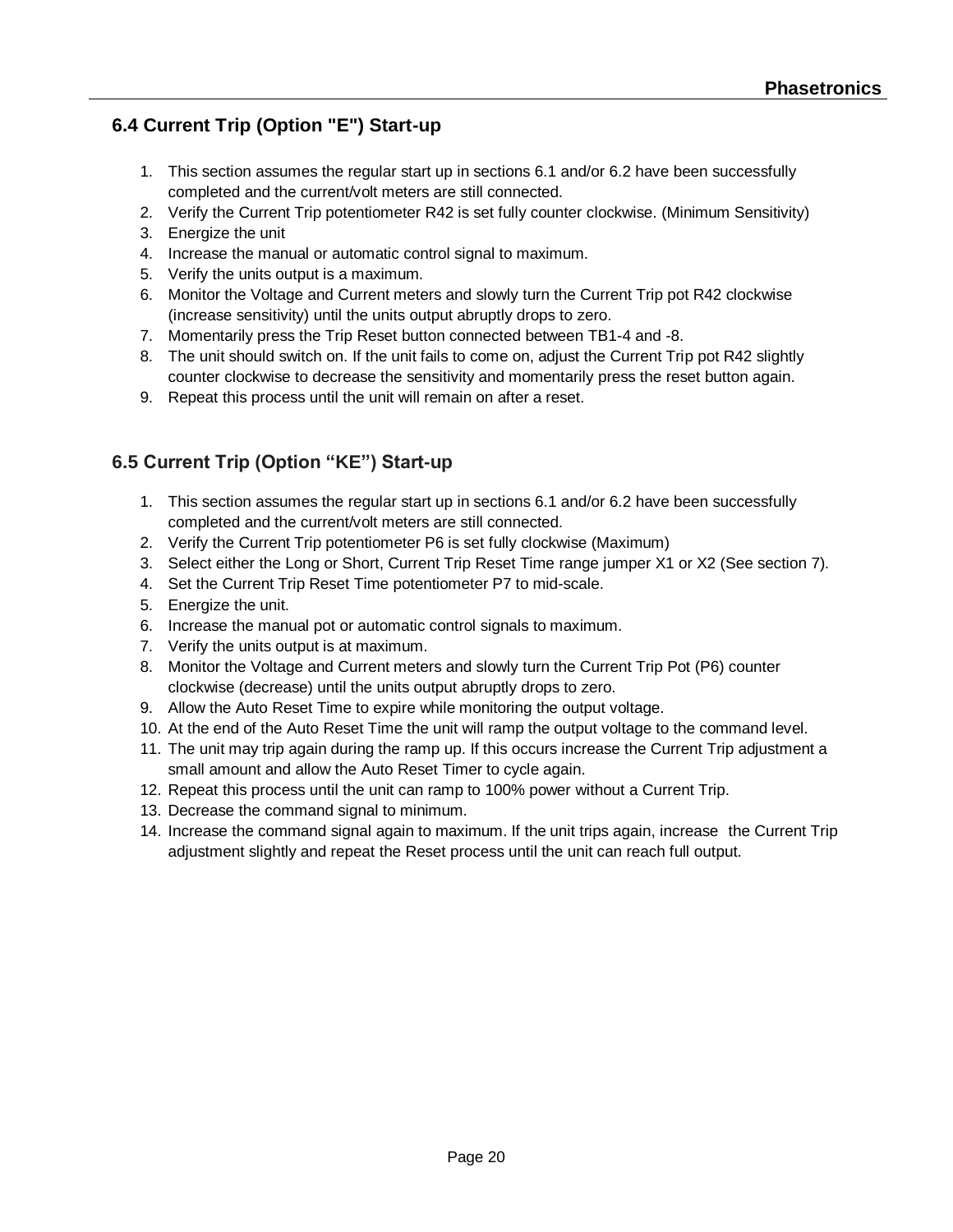## 6.4 Current Trip (Option "E") Start-up

1. This section assumes the regular start up in sections 6.1 and/or 6.2 have been successfully completed and the current/volt meters are still connected.
2. Verify the Current Trip potentiometer R42 is set fully counter clockwise. (Minimum Sensitivity)
3. Energize the unit
4. Increase the manual or automatic control signal to maximum.
5. Verify the units output is a maximum.
6. Monitor the Voltage and Current meters and slowly turn the Current Trip pot R42 clockwise (increase sensitivity) until the units output abruptly drops to zero.
7. Momentarily press the Trip Reset button connected between TB1-4 and -8.
8. The unit should switch on. If the unit fails to come on, adjust the Current Trip pot R42 slightly counter clockwise to decrease the sensitivity and momentarily press the reset button again.
9. Repeat this process until the unit will remain on after a reset.

## 6.5 Current Trip (Option "KE") Start-up

1. This section assumes the regular start up in sections 6.1 and/or 6.2 have been successfully completed and the current/volt meters are still connected.
2. Verify the Current Trip potentiometer P6 is set fully clockwise (Maximum)
3. Select either the Long or Short, Current Trip Reset Time range jumper X1 or X2 (See section 7).
4. Set the Current Trip Reset Time potentiometer P7 to mid-scale.
5. Energize the unit.
6. Increase the manual pot or automatic control signals to maximum.
7. Verify the units output is at maximum.
8. Monitor the Voltage and Current meters and slowly turn the Current Trip Pot (P6) counter clockwise (decrease) until the units output abruptly drops to zero.
9. Allow the Auto Reset Time to expire while monitoring the output voltage.
10. At the end of the Auto Reset Time the unit will ramp the output voltage to the command level.
11. The unit may trip again during the ramp up. If this occurs increase the Current Trip adjustment a small amount and allow the Auto Reset Timer to cycle again.
12. Repeat this process until the unit can ramp to 100% power without a Current Trip.
13. Decrease the command signal to minimum.
14. Increase the command signal again to maximum. If the unit trips again, increase the Current Trip adjustment slightly and repeat the Reset process until the unit can reach full output.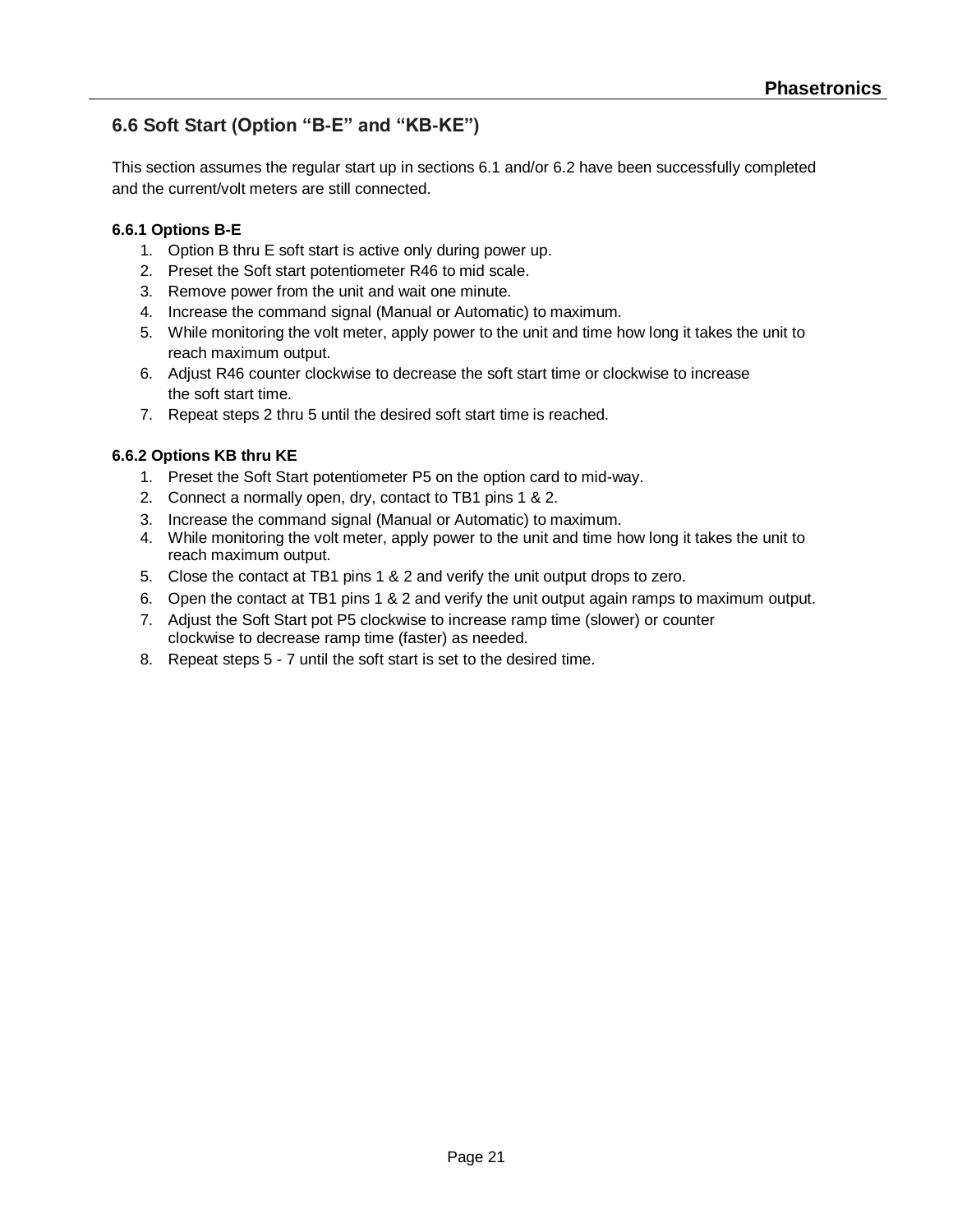## 6.6 Soft Start (Option "B-E" and "KB-KE")

This section assumes the regular start up in sections 6.1 and/or 6.2 have been successfully completed and the current/volt meters are still connected.

### 6.6.1 Options B-E

1. Option B thru E soft start is active only during power up.
2. Preset the Soft start potentiometer R46 to mid scale.
3. Remove power from the unit and wait one minute.
4. Increase the command signal (Manual or Automatic) to maximum.
5. While monitoring the volt meter, apply power to the unit and time how long it takes the unit to reach maximum output.
6. Adjust R46 counter clockwise to decrease the soft start time or clockwise to increase the soft start time.
7. Repeat steps 2 thru 5 until the desired soft start time is reached.

### 6.6.2 Options KB thru KE

1. Preset the Soft Start potentiometer P5 on the option card to mid-way.
2. Connect a normally open, dry, contact to TB1 pins 1 & 2.
3. Increase the command signal (Manual or Automatic) to maximum.
4. While monitoring the volt meter, apply power to the unit and time how long it takes the unit to reach maximum output.
5. Close the contact at TB1 pins 1 & 2 and verify the unit output drops to zero.
6. Open the contact at TB1 pins 1 & 2 and verify the unit output again ramps to maximum output.
7. Adjust the Soft Start pot P5 clockwise to increase ramp time (slower) or counter clockwise to decrease ramp time (faster) as needed.
8. Repeat steps 5 - 7 until the soft start is set to the desired time.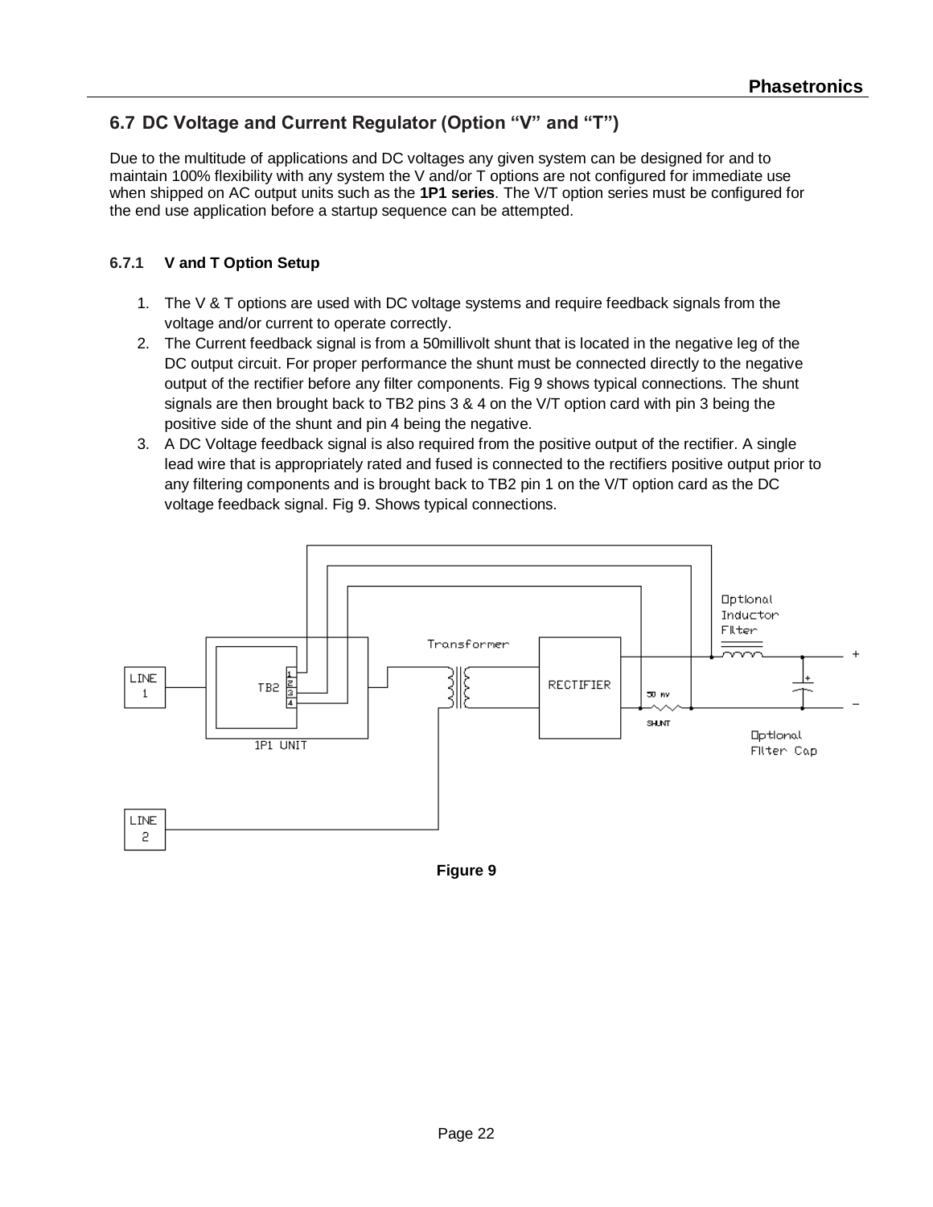## 6.7 DC Voltage and Current Regulator (Option "V" and "T")

Due to the multitude of applications and DC voltages any given system can be designed for and to maintain 100% flexibility with any system the V and/or T options are not configured for immediate use when shipped on AC output units such as the **1P1 series**. The V/T option series must be configured for the end use application before a startup sequence can be attempted.

### 6.7.1 V and T Option Setup

1. The V & T options are used with DC voltage systems and require feedback signals from the voltage and/or current to operate correctly.
2. The Current feedback signal is from a 50millivolt shunt that is located in the negative leg of the DC output circuit. For proper performance the shunt must be connected directly to the negative output of the rectifier before any filter components. Fig 9 shows typical connections. The shunt signals are then brought back to TB2 pins 3 & 4 on the V/T option card with pin 3 being the positive side of the shunt and pin 4 being the negative.
3. A DC Voltage feedback signal is also required from the positive output of the rectifier. A single lead wire that is appropriately rated and fused is connected to the rectifiers positive output prior to any filtering components and is brought back to TB2 pin 1 on the V/T option card as the DC voltage feedback signal. Fig 9. Shows typical connections.

Figure 9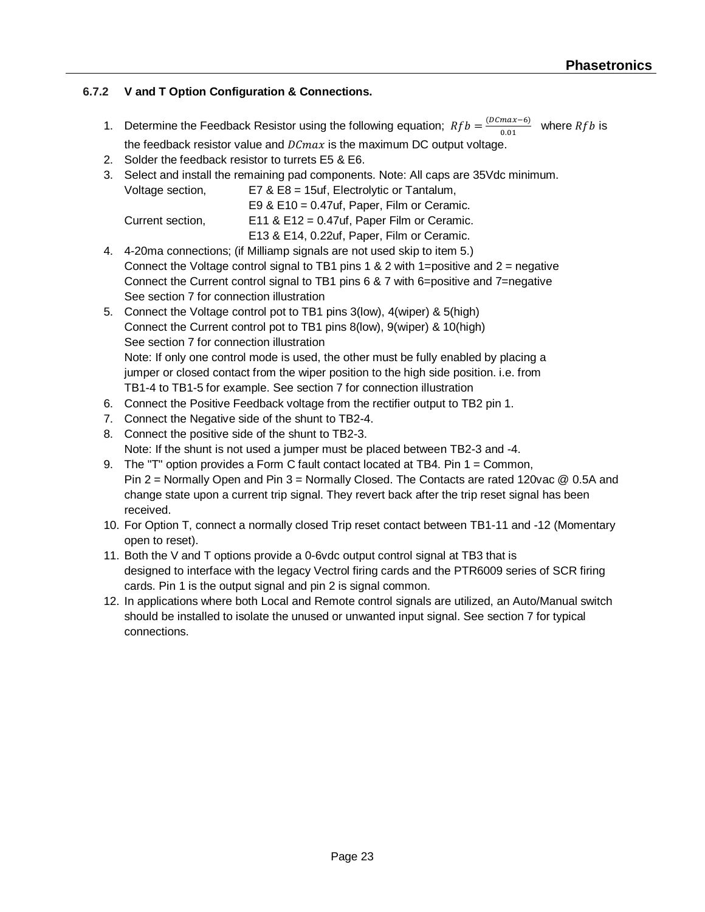### 6.7.2 V and T Option Configuration & Connections.

1. Determine the Feedback Resistor using the following equation; $Rfb = \frac{(DCmax-6)}{0.01}$ where $Rfb$ is the feedback resistor value and $DCmax$ is the maximum DC output voltage.
2. Solder the feedback resistor to turrets E5 & E6.
3. Select and install the remaining pad components. Note: All caps are 35Vdc minimum.
   Voltage section, E7 & E8 = 15uf, Electrolytic or Tantalum,
   E9 & E10 = 0.47uf, Paper, Film or Ceramic.
   Current section, E11 & E12 = 0.47uf, Paper Film or Ceramic.
   E13 & E14, 0.22uf, Paper, Film or Ceramic.
4. 4-20ma connections; (if Milliamp signals are not used skip to item 5.)
   Connect the Voltage control signal to TB1 pins 1 & 2 with 1=positive and 2 = negative
   Connect the Current control signal to TB1 pins 6 & 7 with 6=positive and 7=negative
   See section 7 for connection illustration
5. Connect the Voltage control pot to TB1 pins 3(low), 4(wiper) & 5(high)
   Connect the Current control pot to TB1 pins 8(low), 9(wiper) & 10(high)
   See section 7 for connection illustration
   Note: If only one control mode is used, the other must be fully enabled by placing a jumper or closed contact from the wiper position to the high side position. i.e. from TB1-4 to TB1-5 for example. See section 7 for connection illustration
6. Connect the Positive Feedback voltage from the rectifier output to TB2 pin 1.
7. Connect the Negative side of the shunt to TB2-4.
8. Connect the positive side of the shunt to TB2-3.
   Note: If the shunt is not used a jumper must be placed between TB2-3 and -4.
9. The "T" option provides a Form C fault contact located at TB4. Pin 1 = Common, Pin 2 = Normally Open and Pin 3 = Normally Closed. The Contacts are rated 120vac @ 0.5A and change state upon a current trip signal. They revert back after the trip reset signal has been received.
10. For Option T, connect a normally closed Trip reset contact between TB1-11 and -12 (Momentary open to reset).
11. Both the V and T options provide a 0-6vdc output control signal at TB3 that is designed to interface with the legacy Vectrol firing cards and the PTR6009 series of SCR firing cards. Pin 1 is the output signal and pin 2 is signal common.
12. In applications where both Local and Remote control signals are utilized, an Auto/Manual switch should be installed to isolate the unused or unwanted input signal. See section 7 for typical connections.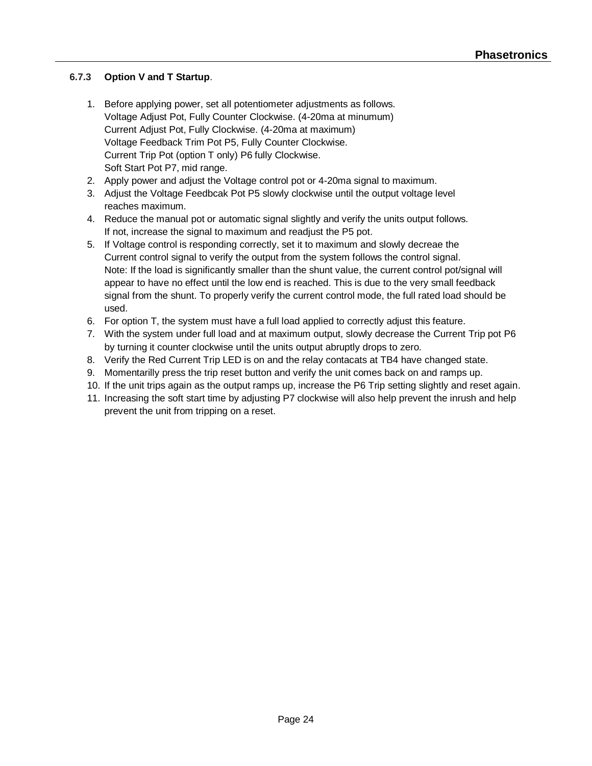### 6.7.3 Option V and T Startup.

1. Before applying power, set all potentiometer adjustments as follows.
   Voltage Adjust Pot, Fully Counter Clockwise. (4-20ma at minumum)
   Current Adjust Pot, Fully Clockwise. (4-20ma at maximum)
   Voltage Feedback Trim Pot P5, Fully Counter Clockwise.
   Current Trip Pot (option T only) P6 fully Clockwise.
   Soft Start Pot P7, mid range.
2. Apply power and adjust the Voltage control pot or 4-20ma signal to maximum.
3. Adjust the Voltage Feedbcak Pot P5 slowly clockwise until the output voltage level reaches maximum.
4. Reduce the manual pot or automatic signal slightly and verify the units output follows. If not, increase the signal to maximum and readjust the P5 pot.
5. If Voltage control is responding correctly, set it to maximum and slowly decreae the Current control signal to verify the output from the system follows the control signal. Note: If the load is significantly smaller than the shunt value, the current control pot/signal will appear to have no effect until the low end is reached. This is due to the very small feedback signal from the shunt. To properly verify the current control mode, the full rated load should be used.
6. For option T, the system must have a full load applied to correctly adjust this feature.
7. With the system under full load and at maximum output, slowly decrease the Current Trip pot P6 by turning it counter clockwise until the units output abruptly drops to zero.
8. Verify the Red Current Trip LED is on and the relay contacats at TB4 have changed state.
9. Momentarilly press the trip reset button and verify the unit comes back on and ramps up.
10. If the unit trips again as the output ramps up, increase the P6 Trip setting slightly and reset again.
11. Increasing the soft start time by adjusting P7 clockwise will also help prevent the inrush and help prevent the unit from tripping on a reset.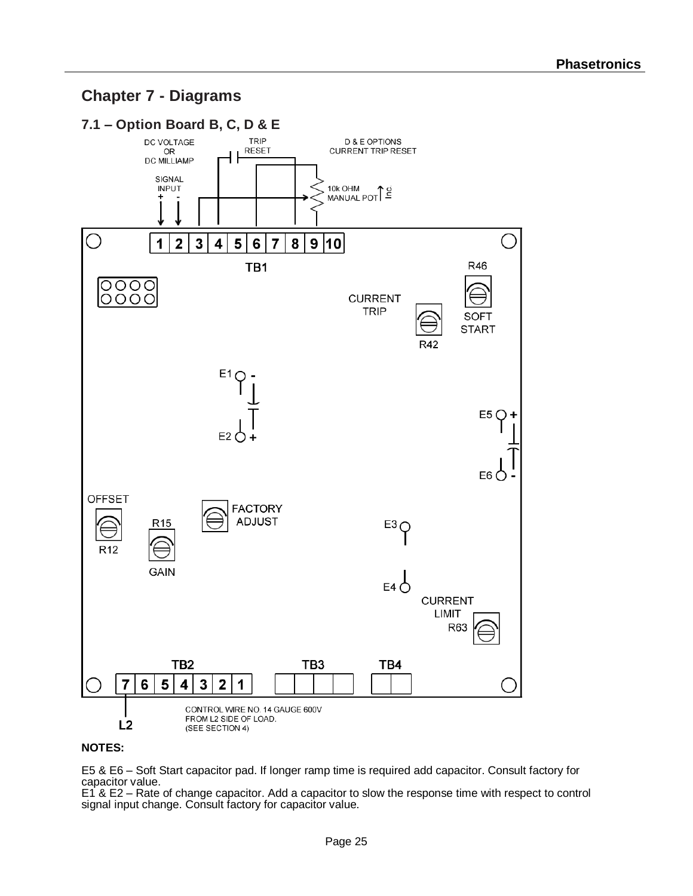# Chapter 7 - Diagrams

## 7.1 – Option Board B, C, D & E

DC VOLTAGE OR DC MILLIAMP

SIGNAL INPUT + -

TRIP RESET

D & E OPTIONS CURRENT TRIP RESET

10k OHM MANUAL POT Inc

1 2 3 4 5 6 7 8 9 10

TB1

R46

SOFT START

CURRENT TRIP

R42

E1 -

E2 +

E5 +

E6 -

OFFSET

R12

R15

GAIN

FACTORY ADJUST

E3

E4

CURRENT LIMIT

R63

TB2 TB3 TB4

7 6 5 4 3 2 1

L2

CONTROL WIRE NO. 14 GAUGE 600V FROM L2 SIDE OF LOAD. (SEE SECTION 4)

**NOTES:**

E5 & E6 – Soft Start capacitor pad. If longer ramp time is required add capacitor. Consult factory for capacitor value.
E1 & E2 – Rate of change capacitor. Add a capacitor to slow the response time with respect to control signal input change. Consult factory for capacitor value.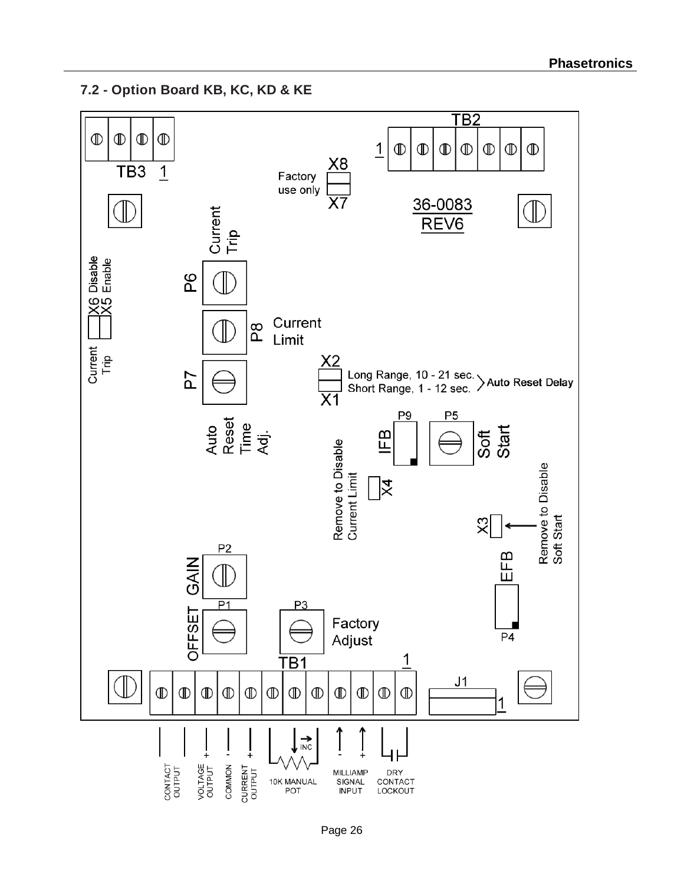## 7.2 - Option Board KB, KC, KD & KE

TB3 1

TB2 1

X8 Factory use only X7

36-0083 REV6

Current Trip P6

X6 Disable X5 Enable Current Trip

P8 Current Limit

P7 Auto Reset Time Adj.

X2 Long Range, 10 - 21 sec. Short Range, 1 - 12 sec. X1 Auto Reset Delay

P9 IFB

P5 Soft Start

Remove to Disable Current Limit X4

X3 Remove to Disable Soft Start

EFB P4

P2 GAIN

P1 OFFSET

P3 Factory Adjust

TB1 1

J1 1

CONTACT OUTPUT | VOLTAGE OUTPUT + | COMMON - | CURRENT OUTPUT + | 10K MANUAL POT INC | MILLIAMP SIGNAL INPUT - + | DRY CONTACT LOCKOUT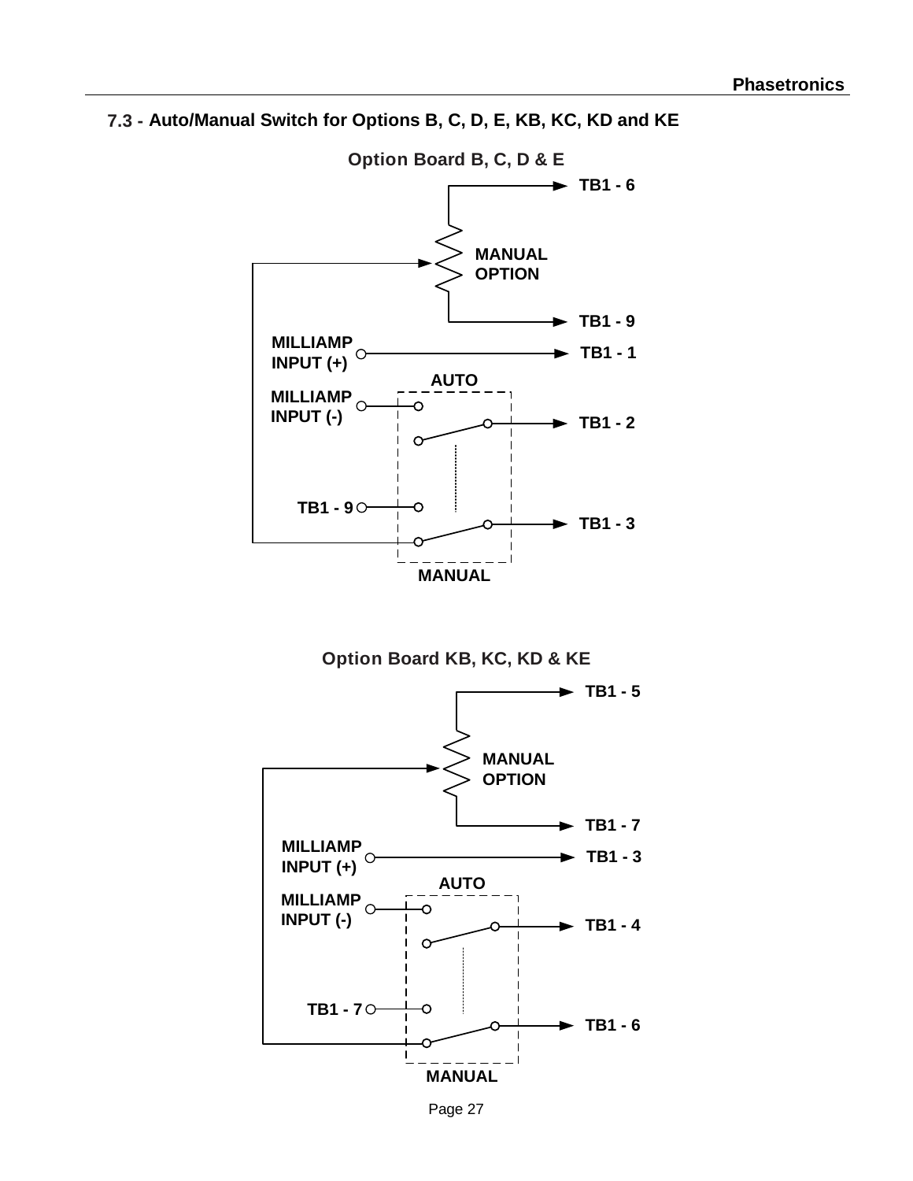## 7.3 - Auto/Manual Switch for Options B, C, D, E, KB, KC, KD and KE

**Option Board B, C, D & E**

TB1 - 6

MANUAL OPTION

TB1 - 9

MILLIAMP INPUT (+) → TB1 - 1

AUTO

MILLIAMP INPUT (-) → TB1 - 2

TB1 - 9 → TB1 - 3

MANUAL

**Option Board KB, KC, KD & KE**

TB1 - 5

MANUAL OPTION

TB1 - 7

MILLIAMP INPUT (+) → TB1 - 3

AUTO

MILLIAMP INPUT (-) → TB1 - 4

TB1 - 7 → TB1 - 6

MANUAL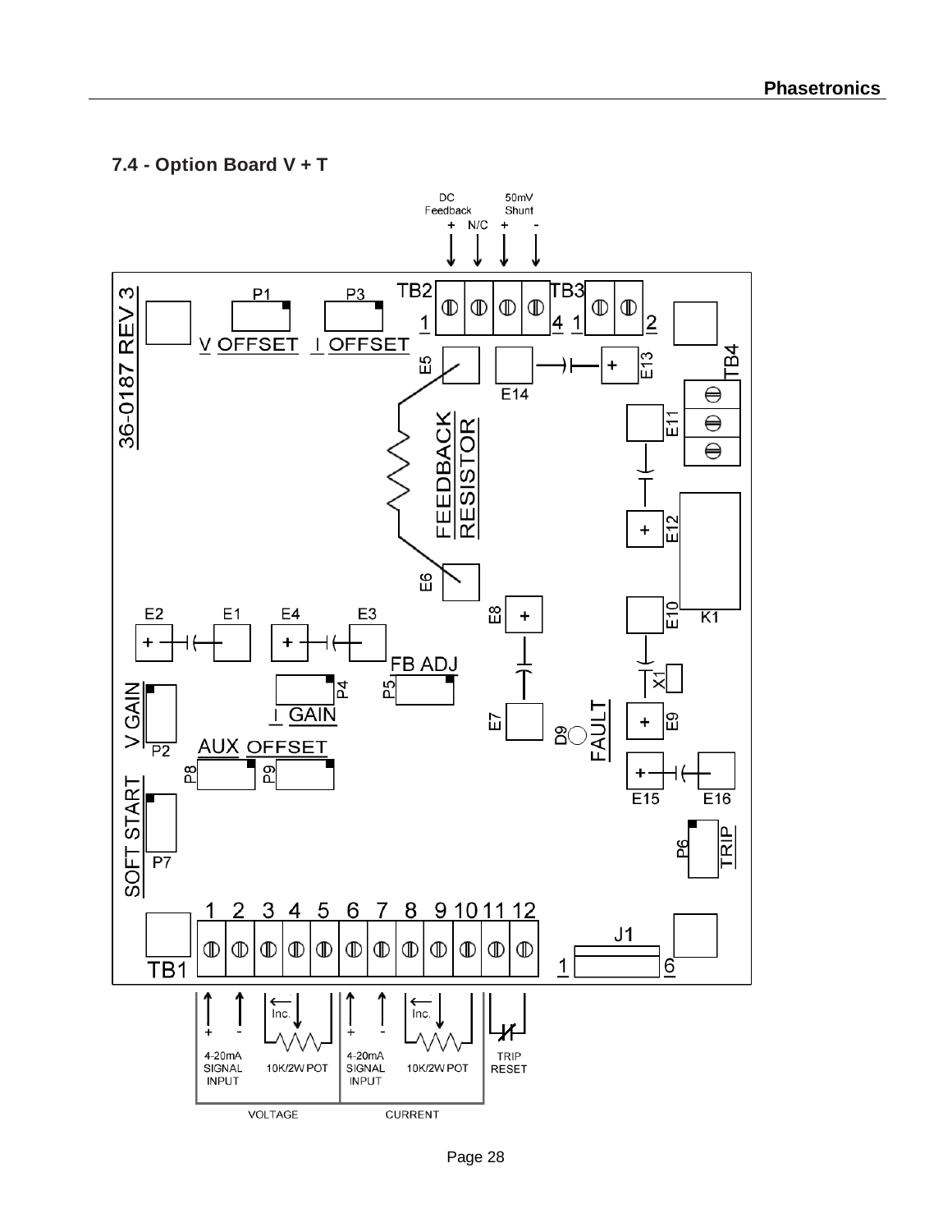## 7.4 - Option Board V + T

DC Feedback + N/C  50mV Shunt + -

TB2 1 4  TB3 1 2

36-0187 REV 3

P1 V OFFSET  P3 I OFFSET

E5 E14 E13 TB4

FEEDBACK RESISTOR

E11 E12 K1 E10

E6

E2 E1 E4 E3

E8

FB ADJ P5

V GAIN P2  P4 I GAIN

X1

E7 D9 FAULT E9

AUX OFFSET P8 P9

E15 E16

SOFT START P7

P6 TRIP

TB1 1 2 3 4 5 6 7 8 9 10 11 12

J1 1 6

4-20mA SIGNAL INPUT + -  Inc. 10K/2W POT  4-20mA SIGNAL INPUT + -  Inc. 10K/2W POT  TRIP RESET

VOLTAGE  CURRENT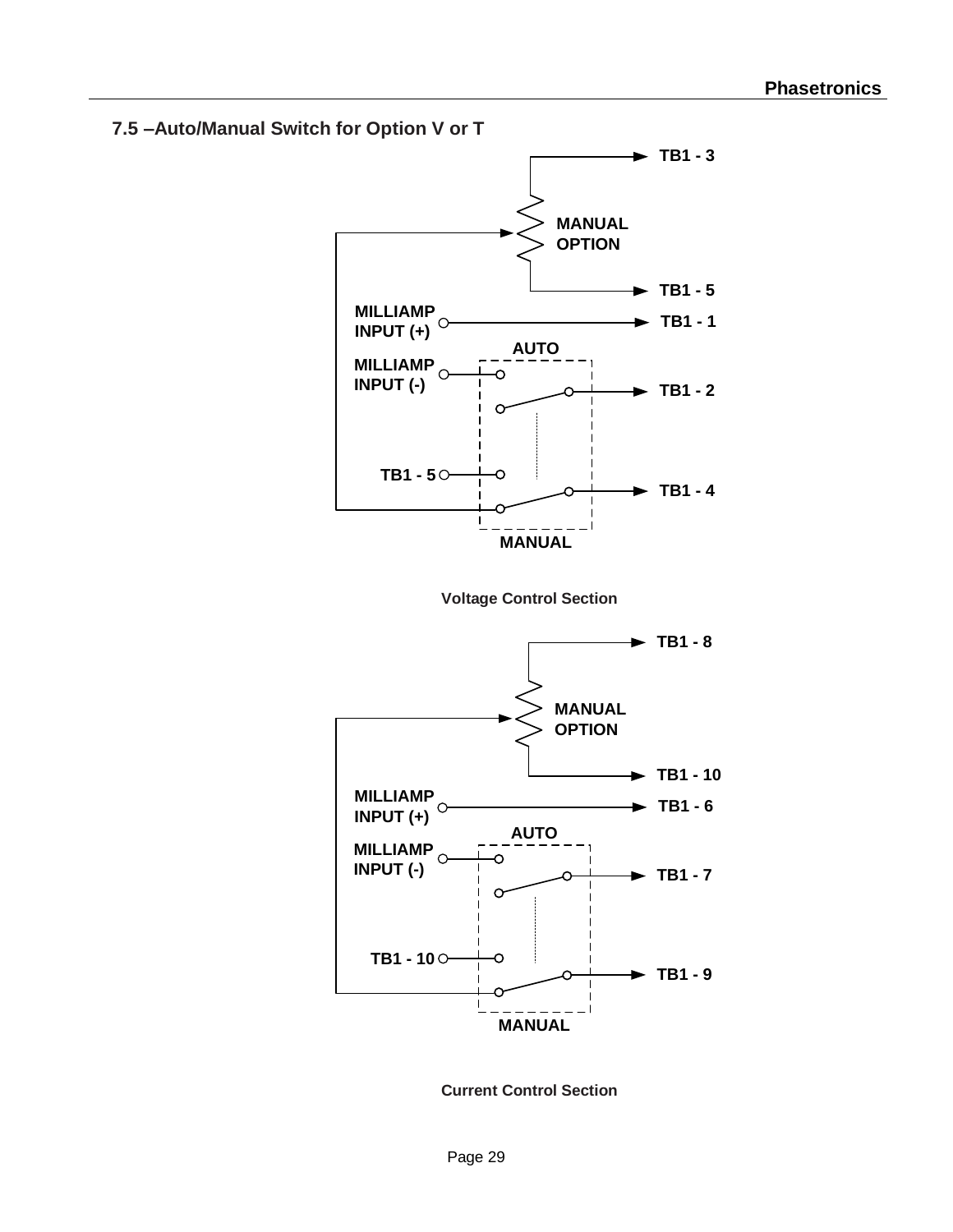## 7.5 –Auto/Manual Switch for Option V or T

TB1 - 3

MANUAL OPTION

TB1 - 5

MILLIAMP INPUT (+)

TB1 - 1

AUTO

MILLIAMP INPUT (-)

TB1 - 2

TB1 - 5

TB1 - 4

MANUAL

Voltage Control Section

TB1 - 8

MANUAL OPTION

TB1 - 10

MILLIAMP INPUT (+)

TB1 - 6

AUTO

MILLIAMP INPUT (-)

TB1 - 7

TB1 - 10

TB1 - 9

MANUAL

Current Control Section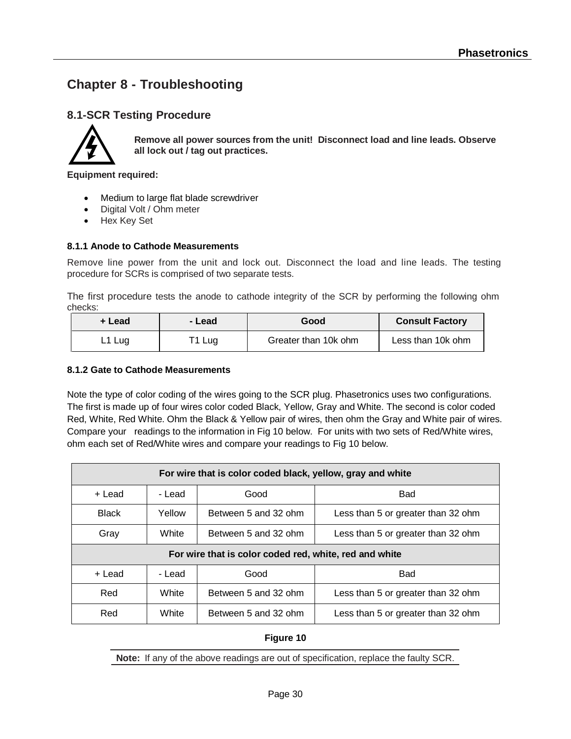# Chapter 8 - Troubleshooting

## 8.1-SCR Testing Procedure

**Remove all power sources from the unit! Disconnect load and line leads. Observe all lock out / tag out practices.**

**Equipment required:**

- Medium to large flat blade screwdriver
- Digital Volt / Ohm meter
- Hex Key Set

### 8.1.1 Anode to Cathode Measurements

Remove line power from the unit and lock out. Disconnect the load and line leads. The testing procedure for SCRs is comprised of two separate tests.

The first procedure tests the anode to cathode integrity of the SCR by performing the following ohm checks:

| + Lead | - Lead | Good | Consult Factory |
|---|---|---|---|
| L1 Lug | T1 Lug | Greater than 10k ohm | Less than 10k ohm |

### 8.1.2 Gate to Cathode Measurements

Note the type of color coding of the wires going to the SCR plug. Phasetronics uses two configurations. The first is made up of four wires color coded Black, Yellow, Gray and White. The second is color coded Red, White, Red White. Ohm the Black & Yellow pair of wires, then ohm the Gray and White pair of wires. Compare your readings to the information in Fig 10 below. For units with two sets of Red/White wires, ohm each set of Red/White wires and compare your readings to Fig 10 below.

| **For wire that is color coded black, yellow, gray and white** | | | |
|---|---|---|---|
| + Lead | - Lead | Good | Bad |
| Black | Yellow | Between 5 and 32 ohm | Less than 5 or greater than 32 ohm |
| Gray | White | Between 5 and 32 ohm | Less than 5 or greater than 32 ohm |
| **For wire that is color coded red, white, red and white** | | | |
| + Lead | - Lead | Good | Bad |
| Red | White | Between 5 and 32 ohm | Less than 5 or greater than 32 ohm |
| Red | White | Between 5 and 32 ohm | Less than 5 or greater than 32 ohm |

**Figure 10**

**Note:** If any of the above readings are out of specification, replace the faulty SCR.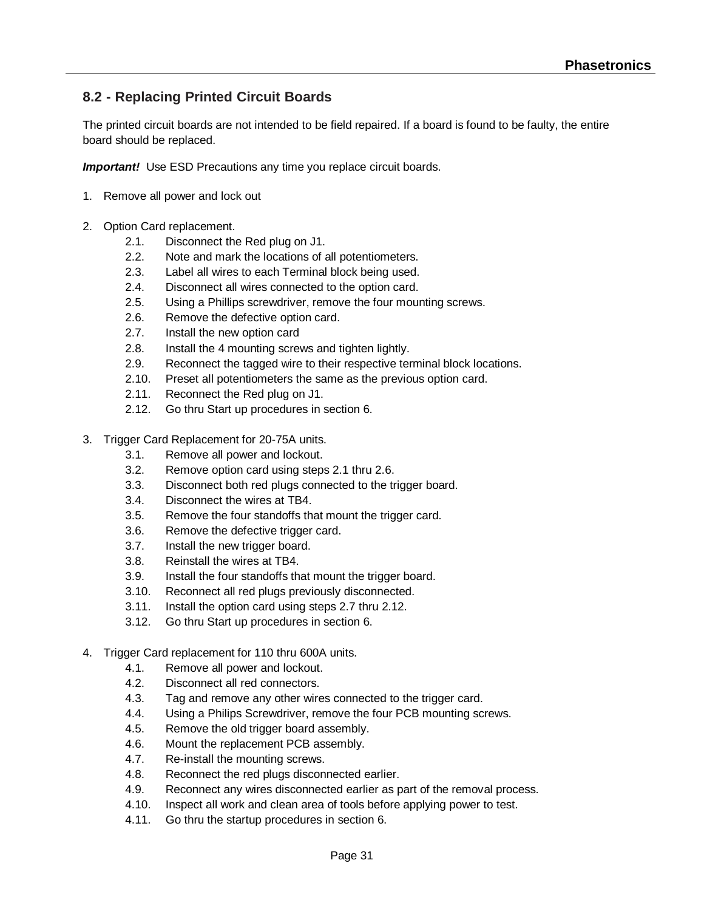## 8.2 - Replacing Printed Circuit Boards

The printed circuit boards are not intended to be field repaired. If a board is found to be faulty, the entire board should be replaced.

***Important!*** Use ESD Precautions any time you replace circuit boards.

1. Remove all power and lock out

2. Option Card replacement.
   - 2.1. Disconnect the Red plug on J1.
   - 2.2. Note and mark the locations of all potentiometers.
   - 2.3. Label all wires to each Terminal block being used.
   - 2.4. Disconnect all wires connected to the option card.
   - 2.5. Using a Phillips screwdriver, remove the four mounting screws.
   - 2.6. Remove the defective option card.
   - 2.7. Install the new option card
   - 2.8. Install the 4 mounting screws and tighten lightly.
   - 2.9. Reconnect the tagged wire to their respective terminal block locations.
   - 2.10. Preset all potentiometers the same as the previous option card.
   - 2.11. Reconnect the Red plug on J1.
   - 2.12. Go thru Start up procedures in section 6.

3. Trigger Card Replacement for 20-75A units.
   - 3.1. Remove all power and lockout.
   - 3.2. Remove option card using steps 2.1 thru 2.6.
   - 3.3. Disconnect both red plugs connected to the trigger board.
   - 3.4. Disconnect the wires at TB4.
   - 3.5. Remove the four standoffs that mount the trigger card.
   - 3.6. Remove the defective trigger card.
   - 3.7. Install the new trigger board.
   - 3.8. Reinstall the wires at TB4.
   - 3.9. Install the four standoffs that mount the trigger board.
   - 3.10. Reconnect all red plugs previously disconnected.
   - 3.11. Install the option card using steps 2.7 thru 2.12.
   - 3.12. Go thru Start up procedures in section 6.

4. Trigger Card replacement for 110 thru 600A units.
   - 4.1. Remove all power and lockout.
   - 4.2. Disconnect all red connectors.
   - 4.3. Tag and remove any other wires connected to the trigger card.
   - 4.4. Using a Philips Screwdriver, remove the four PCB mounting screws.
   - 4.5. Remove the old trigger board assembly.
   - 4.6. Mount the replacement PCB assembly.
   - 4.7. Re-install the mounting screws.
   - 4.8. Reconnect the red plugs disconnected earlier.
   - 4.9. Reconnect any wires disconnected earlier as part of the removal process.
   - 4.10. Inspect all work and clean area of tools before applying power to test.
   - 4.11. Go thru the startup procedures in section 6.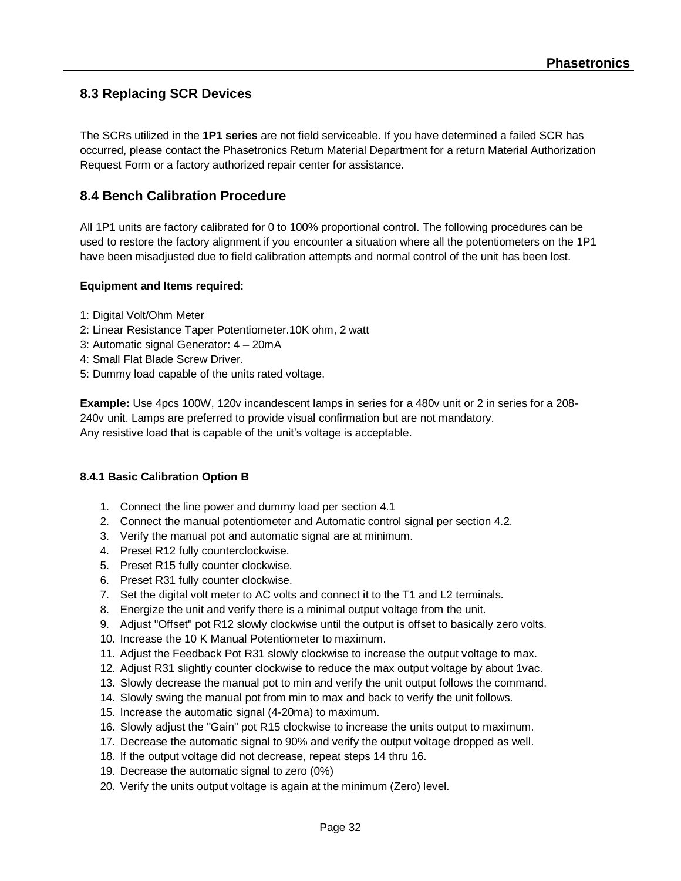## 8.3 Replacing SCR Devices

The SCRs utilized in the **1P1 series** are not field serviceable. If you have determined a failed SCR has occurred, please contact the Phasetronics Return Material Department for a return Material Authorization Request Form or a factory authorized repair center for assistance.

## 8.4 Bench Calibration Procedure

All 1P1 units are factory calibrated for 0 to 100% proportional control. The following procedures can be used to restore the factory alignment if you encounter a situation where all the potentiometers on the 1P1 have been misadjusted due to field calibration attempts and normal control of the unit has been lost.

**Equipment and Items required:**

1: Digital Volt/Ohm Meter
2: Linear Resistance Taper Potentiometer.10K ohm, 2 watt
3: Automatic signal Generator: 4 – 20mA
4: Small Flat Blade Screw Driver.
5: Dummy load capable of the units rated voltage.

**Example:** Use 4pcs 100W, 120v incandescent lamps in series for a 480v unit or 2 in series for a 208-240v unit. Lamps are preferred to provide visual confirmation but are not mandatory.
Any resistive load that is capable of the unit's voltage is acceptable.

#### 8.4.1 Basic Calibration Option B

1. Connect the line power and dummy load per section 4.1
2. Connect the manual potentiometer and Automatic control signal per section 4.2.
3. Verify the manual pot and automatic signal are at minimum.
4. Preset R12 fully counterclockwise.
5. Preset R15 fully counter clockwise.
6. Preset R31 fully counter clockwise.
7. Set the digital volt meter to AC volts and connect it to the T1 and L2 terminals.
8. Energize the unit and verify there is a minimal output voltage from the unit.
9. Adjust "Offset" pot R12 slowly clockwise until the output is offset to basically zero volts.
10. Increase the 10 K Manual Potentiometer to maximum.
11. Adjust the Feedback Pot R31 slowly clockwise to increase the output voltage to max.
12. Adjust R31 slightly counter clockwise to reduce the max output voltage by about 1vac.
13. Slowly decrease the manual pot to min and verify the unit output follows the command.
14. Slowly swing the manual pot from min to max and back to verify the unit follows.
15. Increase the automatic signal (4-20ma) to maximum.
16. Slowly adjust the "Gain" pot R15 clockwise to increase the units output to maximum.
17. Decrease the automatic signal to 90% and verify the output voltage dropped as well.
18. If the output voltage did not decrease, repeat steps 14 thru 16.
19. Decrease the automatic signal to zero (0%)
20. Verify the units output voltage is again at the minimum (Zero) level.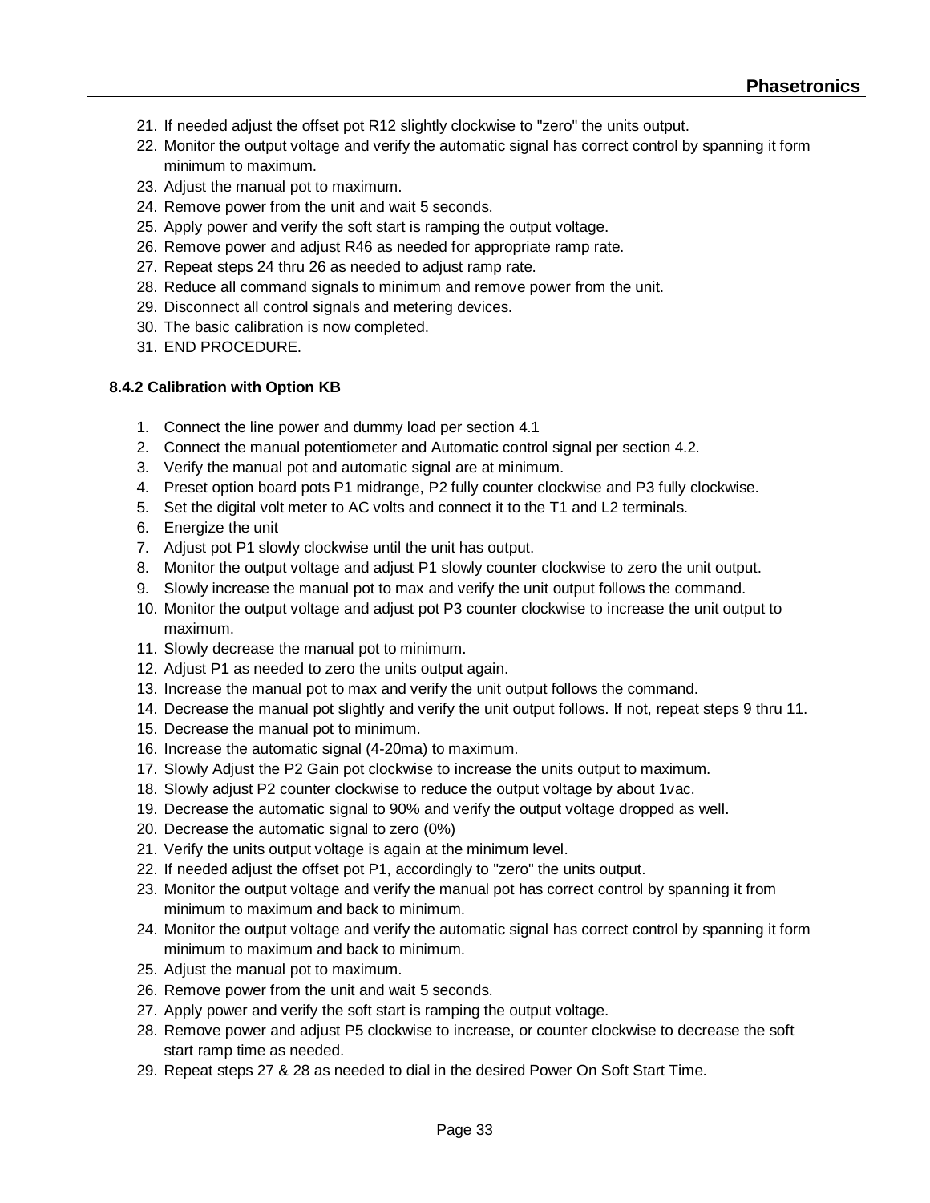21. If needed adjust the offset pot R12 slightly clockwise to "zero" the units output.
22. Monitor the output voltage and verify the automatic signal has correct control by spanning it form minimum to maximum.
23. Adjust the manual pot to maximum.
24. Remove power from the unit and wait 5 seconds.
25. Apply power and verify the soft start is ramping the output voltage.
26. Remove power and adjust R46 as needed for appropriate ramp rate.
27. Repeat steps 24 thru 26 as needed to adjust ramp rate.
28. Reduce all command signals to minimum and remove power from the unit.
29. Disconnect all control signals and metering devices.
30. The basic calibration is now completed.
31. END PROCEDURE.

#### 8.4.2 Calibration with Option KB

1. Connect the line power and dummy load per section 4.1
2. Connect the manual potentiometer and Automatic control signal per section 4.2.
3. Verify the manual pot and automatic signal are at minimum.
4. Preset option board pots P1 midrange, P2 fully counter clockwise and P3 fully clockwise.
5. Set the digital volt meter to AC volts and connect it to the T1 and L2 terminals.
6. Energize the unit
7. Adjust pot P1 slowly clockwise until the unit has output.
8. Monitor the output voltage and adjust P1 slowly counter clockwise to zero the unit output.
9. Slowly increase the manual pot to max and verify the unit output follows the command.
10. Monitor the output voltage and adjust pot P3 counter clockwise to increase the unit output to maximum.
11. Slowly decrease the manual pot to minimum.
12. Adjust P1 as needed to zero the units output again.
13. Increase the manual pot to max and verify the unit output follows the command.
14. Decrease the manual pot slightly and verify the unit output follows. If not, repeat steps 9 thru 11.
15. Decrease the manual pot to minimum.
16. Increase the automatic signal (4-20ma) to maximum.
17. Slowly Adjust the P2 Gain pot clockwise to increase the units output to maximum.
18. Slowly adjust P2 counter clockwise to reduce the output voltage by about 1vac.
19. Decrease the automatic signal to 90% and verify the output voltage dropped as well.
20. Decrease the automatic signal to zero (0%)
21. Verify the units output voltage is again at the minimum level.
22. If needed adjust the offset pot P1, accordingly to "zero" the units output.
23. Monitor the output voltage and verify the manual pot has correct control by spanning it from minimum to maximum and back to minimum.
24. Monitor the output voltage and verify the automatic signal has correct control by spanning it form minimum to maximum and back to minimum.
25. Adjust the manual pot to maximum.
26. Remove power from the unit and wait 5 seconds.
27. Apply power and verify the soft start is ramping the output voltage.
28. Remove power and adjust P5 clockwise to increase, or counter clockwise to decrease the soft start ramp time as needed.
29. Repeat steps 27 & 28 as needed to dial in the desired Power On Soft Start Time.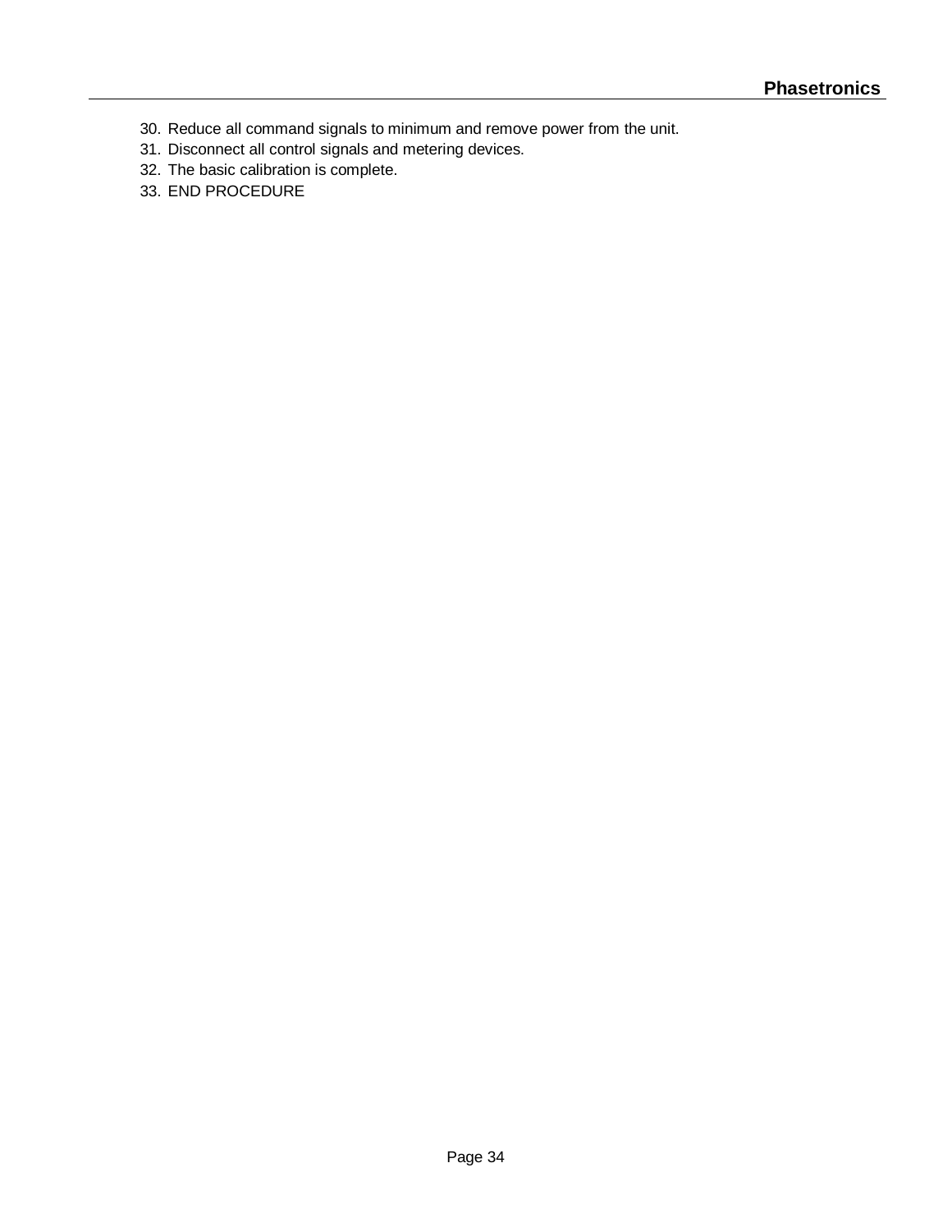30. Reduce all command signals to minimum and remove power from the unit.
31. Disconnect all control signals and metering devices.
32. The basic calibration is complete.
33. END PROCEDURE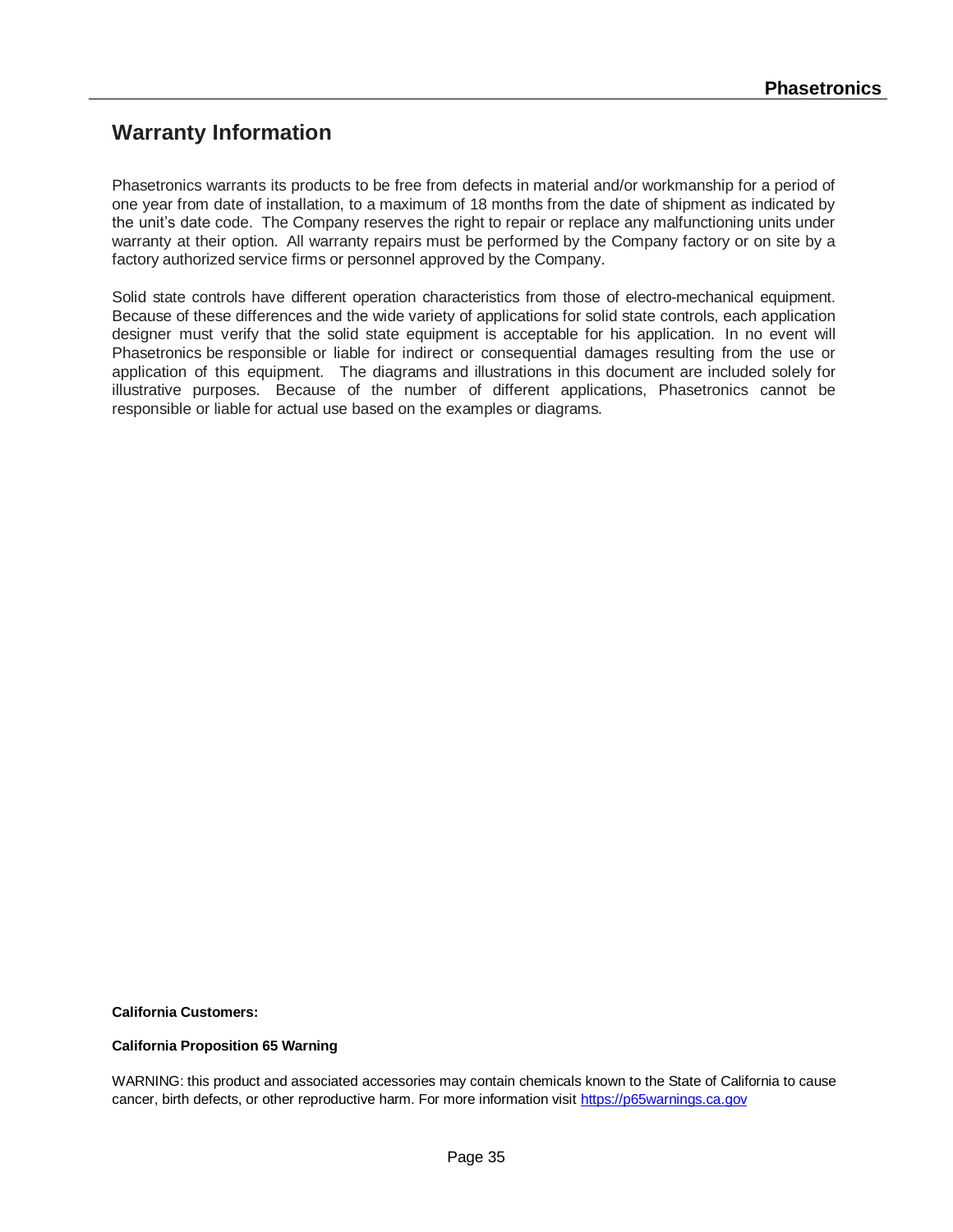# Warranty Information

Phasetronics warrants its products to be free from defects in material and/or workmanship for a period of one year from date of installation, to a maximum of 18 months from the date of shipment as indicated by the unit's date code. The Company reserves the right to repair or replace any malfunctioning units under warranty at their option. All warranty repairs must be performed by the Company factory or on site by a factory authorized service firms or personnel approved by the Company.

Solid state controls have different operation characteristics from those of electro-mechanical equipment. Because of these differences and the wide variety of applications for solid state controls, each application designer must verify that the solid state equipment is acceptable for his application. In no event will Phasetronics be responsible or liable for indirect or consequential damages resulting from the use or application of this equipment. The diagrams and illustrations in this document are included solely for illustrative purposes. Because of the number of different applications, Phasetronics cannot be responsible or liable for actual use based on the examples or diagrams.

**California Customers:**

**California Proposition 65 Warning**

WARNING: this product and associated accessories may contain chemicals known to the State of California to cause cancer, birth defects, or other reproductive harm. For more information visit https://p65warnings.ca.gov